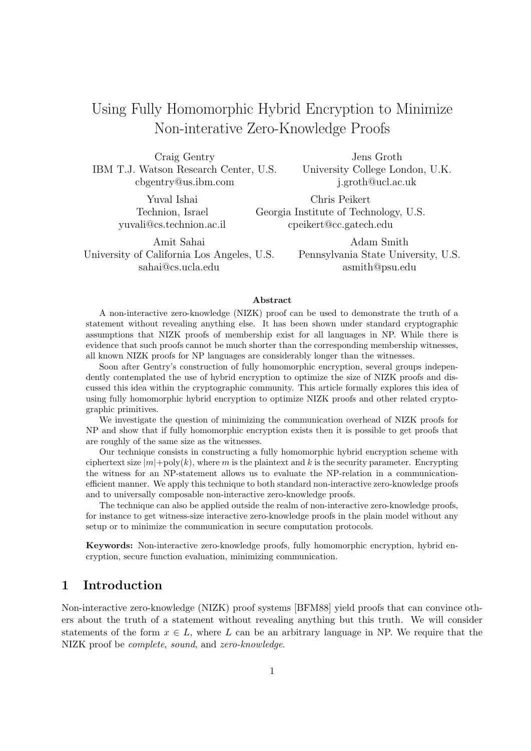# Using Fully Homomorphic Hybrid Encryption to Minimize Non-interative Zero-Knowledge Proofs

Craig Gentry
IBM T.J. Watson Research Center, U.S.
cbgentry@us.ibm.com

Jens Groth
University College London, U.K.
j.groth@ucl.ac.uk

Yuval Ishai
Technion, Israel
yuvali@cs.technion.ac.il

Chris Peikert
Georgia Institute of Technology, U.S.
cpeikert@cc.gatech.edu

Amit Sahai
University of California Los Angeles, U.S.
sahai@cs.ucla.edu

Adam Smith
Pennsylvania State University, U.S.
asmith@psu.edu

**Abstract**

A non-interactive zero-knowledge (NIZK) proof can be used to demonstrate the truth of a statement without revealing anything else. It has been shown under standard cryptographic assumptions that NIZK proofs of membership exist for all languages in NP. While there is evidence that such proofs cannot be much shorter than the corresponding membership witnesses, all known NIZK proofs for NP languages are considerably longer than the witnesses.

Soon after Gentry's construction of fully homomorphic encryption, several groups independently contemplated the use of hybrid encryption to optimize the size of NIZK proofs and discussed this idea within the cryptographic community. This article formally explores this idea of using fully homomorphic hybrid encryption to optimize NIZK proofs and other related cryptographic primitives.

We investigate the question of minimizing the communication overhead of NIZK proofs for NP and show that if fully homomorphic encryption exists then it is possible to get proofs that are roughly of the same size as the witnesses.

Our technique consists in constructing a fully homomorphic hybrid encryption scheme with ciphertext size $|m|+\text{poly}(k)$, where $m$ is the plaintext and $k$ is the security parameter. Encrypting the witness for an NP-statement allows us to evaluate the NP-relation in a communication-efficient manner. We apply this technique to both standard non-interactive zero-knowledge proofs and to universally composable non-interactive zero-knowledge proofs.

The technique can also be applied outside the realm of non-interactive zero-knowledge proofs, for instance to get witness-size interactive zero-knowledge proofs in the plain model without any setup or to minimize the communication in secure computation protocols.

**Keywords:** Non-interactive zero-knowledge proofs, fully homomorphic encryption, hybrid encryption, secure function evaluation, minimizing communication.

## 1 Introduction

Non-interactive zero-knowledge (NIZK) proof systems [BFM88] yield proofs that can convince others about the truth of a statement without revealing anything but this truth. We will consider statements of the form $x \in L$, where $L$ can be an arbitrary language in NP. We require that the NIZK proof be *complete*, *sound*, and *zero-knowledge*.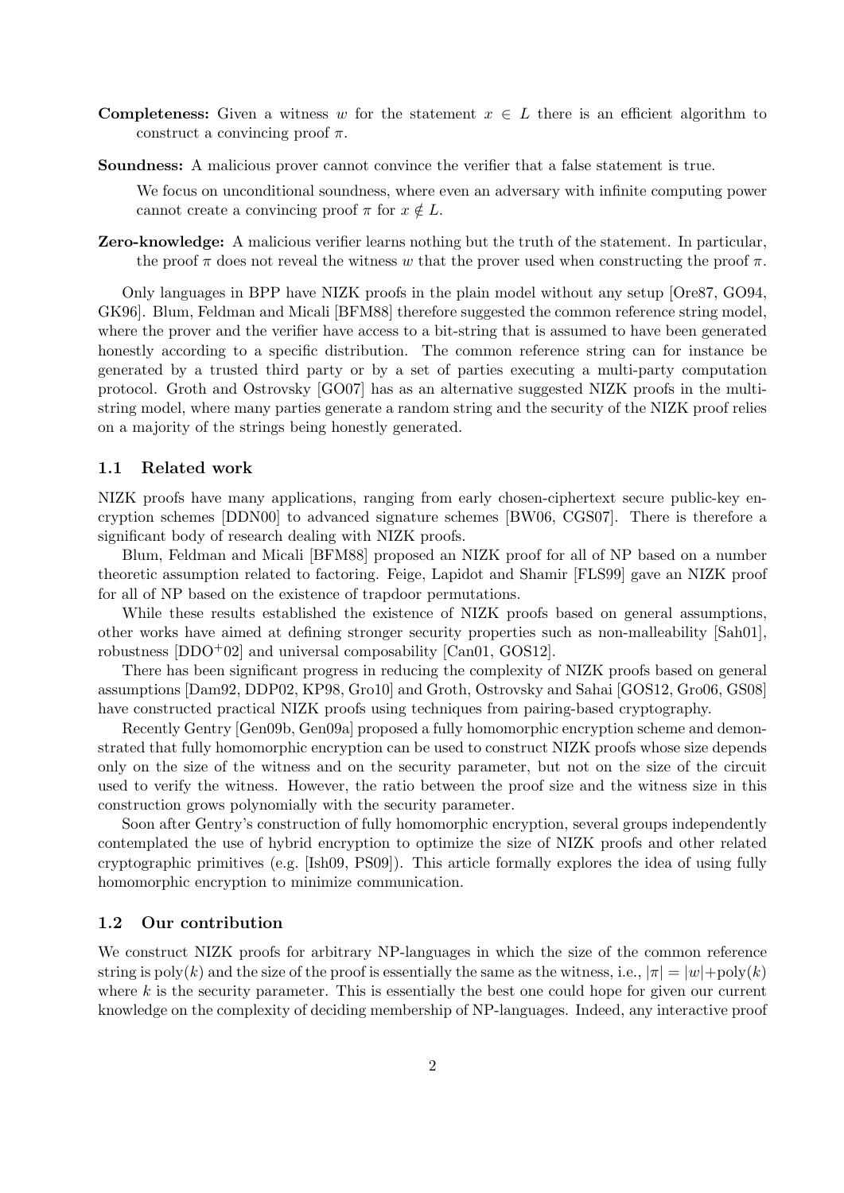**Completeness:** Given a witness $w$ for the statement $x \in L$ there is an efficient algorithm to construct a convincing proof $\pi$.

**Soundness:** A malicious prover cannot convince the verifier that a false statement is true.

We focus on unconditional soundness, where even an adversary with infinite computing power cannot create a convincing proof $\pi$ for $x \notin L$.

**Zero-knowledge:** A malicious verifier learns nothing but the truth of the statement. In particular, the proof $\pi$ does not reveal the witness $w$ that the prover used when constructing the proof $\pi$.

Only languages in BPP have NIZK proofs in the plain model without any setup [Ore87, GO94, GK96]. Blum, Feldman and Micali [BFM88] therefore suggested the common reference string model, where the prover and the verifier have access to a bit-string that is assumed to have been generated honestly according to a specific distribution. The common reference string can for instance be generated by a trusted third party or by a set of parties executing a multi-party computation protocol. Groth and Ostrovsky [GO07] has as an alternative suggested NIZK proofs in the multi-string model, where many parties generate a random string and the security of the NIZK proof relies on a majority of the strings being honestly generated.

### 1.1 Related work

NIZK proofs have many applications, ranging from early chosen-ciphertext secure public-key encryption schemes [DDN00] to advanced signature schemes [BW06, CGS07]. There is therefore a significant body of research dealing with NIZK proofs.

Blum, Feldman and Micali [BFM88] proposed an NIZK proof for all of NP based on a number theoretic assumption related to factoring. Feige, Lapidot and Shamir [FLS99] gave an NIZK proof for all of NP based on the existence of trapdoor permutations.

While these results established the existence of NIZK proofs based on general assumptions, other works have aimed at defining stronger security properties such as non-malleability [Sah01], robustness [DDO<sup>+</sup>02] and universal composability [Can01, GOS12].

There has been significant progress in reducing the complexity of NIZK proofs based on general assumptions [Dam92, DDP02, KP98, Gro10] and Groth, Ostrovsky and Sahai [GOS12, Gro06, GS08] have constructed practical NIZK proofs using techniques from pairing-based cryptography.

Recently Gentry [Gen09b, Gen09a] proposed a fully homomorphic encryption scheme and demonstrated that fully homomorphic encryption can be used to construct NIZK proofs whose size depends only on the size of the witness and on the security parameter, but not on the size of the circuit used to verify the witness. However, the ratio between the proof size and the witness size in this construction grows polynomially with the security parameter.

Soon after Gentry's construction of fully homomorphic encryption, several groups independently contemplated the use of hybrid encryption to optimize the size of NIZK proofs and other related cryptographic primitives (e.g. [Ish09, PS09]). This article formally explores the idea of using fully homomorphic encryption to minimize communication.

### 1.2 Our contribution

We construct NIZK proofs for arbitrary NP-languages in which the size of the common reference string is $\text{poly}(k)$ and the size of the proof is essentially the same as the witness, i.e., $|\pi| = |w| + \text{poly}(k)$ where $k$ is the security parameter. This is essentially the best one could hope for given our current knowledge on the complexity of deciding membership of NP-languages. Indeed, any interactive proof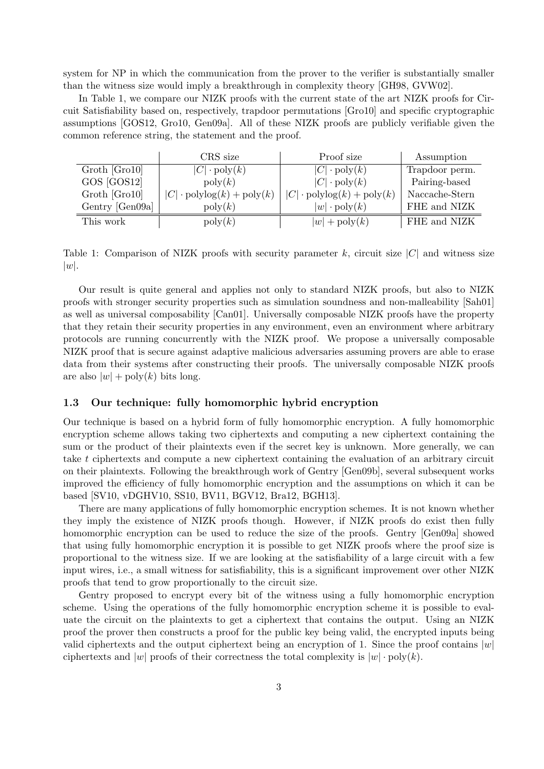system for NP in which the communication from the prover to the verifier is substantially smaller than the witness size would imply a breakthrough in complexity theory [GH98, GVW02].

In Table 1, we compare our NIZK proofs with the current state of the art NIZK proofs for Circuit Satisfiability based on, respectively, trapdoor permutations [Gro10] and specific cryptographic assumptions [GOS12, Gro10, Gen09a]. All of these NIZK proofs are publicly verifiable given the common reference string, the statement and the proof.

| | CRS size | Proof size | Assumption |
|---|---|---|---|
| Groth [Gro10] | $\|C\| \cdot \mathrm{poly}(k)$ | $\|C\| \cdot \mathrm{poly}(k)$ | Trapdoor perm. |
| GOS [GOS12] | $\mathrm{poly}(k)$ | $\|C\| \cdot \mathrm{poly}(k)$ | Pairing-based |
| Groth [Gro10] | $\|C\| \cdot \mathrm{polylog}(k) + \mathrm{poly}(k)$ | $\|C\| \cdot \mathrm{polylog}(k) + \mathrm{poly}(k)$ | Naccache-Stern |
| Gentry [Gen09a] | $\mathrm{poly}(k)$ | $\|w\| \cdot \mathrm{poly}(k)$ | FHE and NIZK |
| This work | $\mathrm{poly}(k)$ | $\|w\| + \mathrm{poly}(k)$ | FHE and NIZK |

Table 1: Comparison of NIZK proofs with security parameter $k$, circuit size $|C|$ and witness size $|w|$.

Our result is quite general and applies not only to standard NIZK proofs, but also to NIZK proofs with stronger security properties such as simulation soundness and non-malleability [Sah01] as well as universal composability [Can01]. Universally composable NIZK proofs have the property that they retain their security properties in any environment, even an environment where arbitrary protocols are running concurrently with the NIZK proof. We propose a universally composable NIZK proof that is secure against adaptive malicious adversaries assuming provers are able to erase data from their systems after constructing their proofs. The universally composable NIZK proofs are also $|w| + \mathrm{poly}(k)$ bits long.

### 1.3 Our technique: fully homomorphic hybrid encryption

Our technique is based on a hybrid form of fully homomorphic encryption. A fully homomorphic encryption scheme allows taking two ciphertexts and computing a new ciphertext containing the sum or the product of their plaintexts even if the secret key is unknown. More generally, we can take $t$ ciphertexts and compute a new ciphertext containing the evaluation of an arbitrary circuit on their plaintexts. Following the breakthrough work of Gentry [Gen09b], several subsequent works improved the efficiency of fully homomorphic encryption and the assumptions on which it can be based [SV10, vDGHV10, SS10, BV11, BGV12, Bra12, BGH13].

There are many applications of fully homomorphic encryption schemes. It is not known whether they imply the existence of NIZK proofs though. However, if NIZK proofs do exist then fully homomorphic encryption can be used to reduce the size of the proofs. Gentry [Gen09a] showed that using fully homomorphic encryption it is possible to get NIZK proofs where the proof size is proportional to the witness size. If we are looking at the satisfiability of a large circuit with a few input wires, i.e., a small witness for satisfiability, this is a significant improvement over other NIZK proofs that tend to grow proportionally to the circuit size.

Gentry proposed to encrypt every bit of the witness using a fully homomorphic encryption scheme. Using the operations of the fully homomorphic encryption scheme it is possible to evaluate the circuit on the plaintexts to get a ciphertext that contains the output. Using an NIZK proof the prover then constructs a proof for the public key being valid, the encrypted inputs being valid ciphertexts and the output ciphertext being an encryption of 1. Since the proof contains $|w|$ ciphertexts and $|w|$ proofs of their correctness the total complexity is $|w| \cdot \mathrm{poly}(k)$.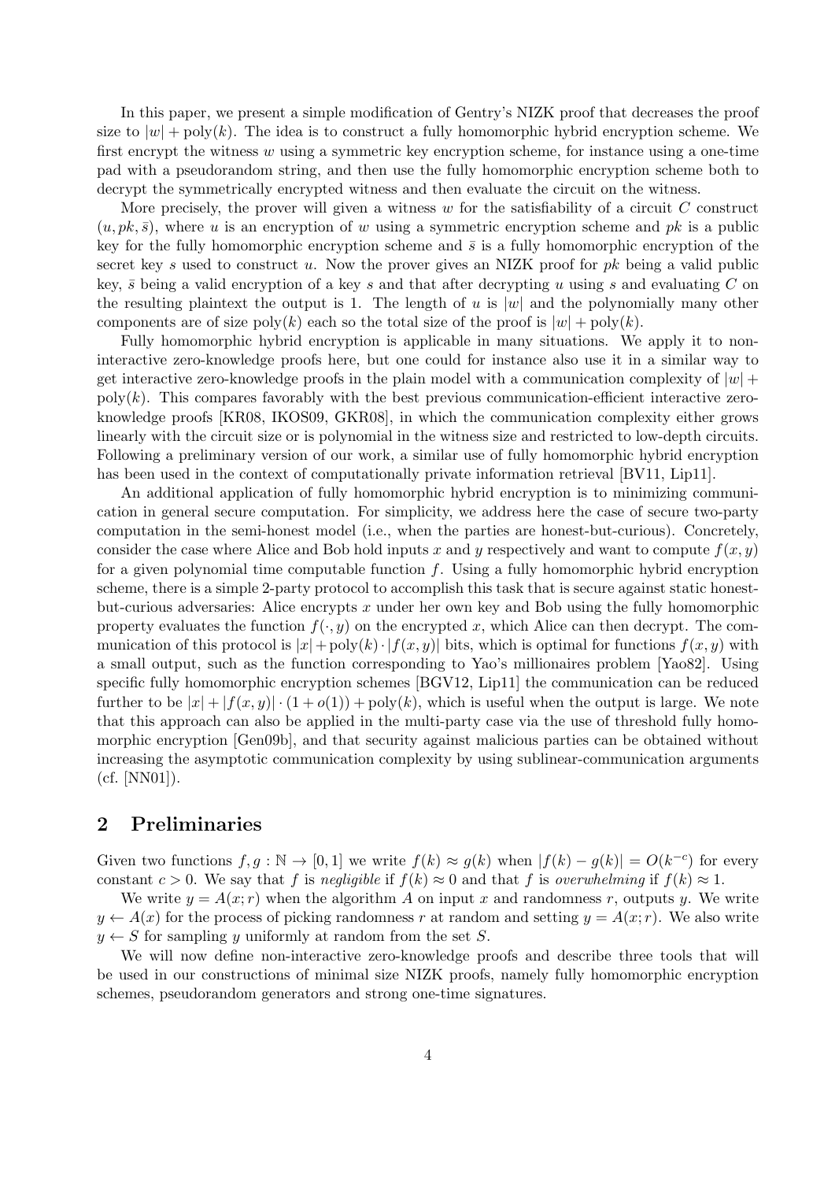In this paper, we present a simple modification of Gentry's NIZK proof that decreases the proof size to $|w| + \text{poly}(k)$. The idea is to construct a fully homomorphic hybrid encryption scheme. We first encrypt the witness $w$ using a symmetric key encryption scheme, for instance using a one-time pad with a pseudorandom string, and then use the fully homomorphic encryption scheme both to decrypt the symmetrically encrypted witness and then evaluate the circuit on the witness.

More precisely, the prover will given a witness $w$ for the satisfiability of a circuit $C$ construct $(u, pk, \bar{s})$, where $u$ is an encryption of $w$ using a symmetric encryption scheme and $pk$ is a public key for the fully homomorphic encryption scheme and $\bar{s}$ is a fully homomorphic encryption of the secret key $s$ used to construct $u$. Now the prover gives an NIZK proof for $pk$ being a valid public key, $\bar{s}$ being a valid encryption of a key $s$ and that after decrypting $u$ using $s$ and evaluating $C$ on the resulting plaintext the output is 1. The length of $u$ is $|w|$ and the polynomially many other components are of size $\text{poly}(k)$ each so the total size of the proof is $|w| + \text{poly}(k)$.

Fully homomorphic hybrid encryption is applicable in many situations. We apply it to non-interactive zero-knowledge proofs here, but one could for instance also use it in a similar way to get interactive zero-knowledge proofs in the plain model with a communication complexity of $|w| + \text{poly}(k)$. This compares favorably with the best previous communication-efficient interactive zero-knowledge proofs [KR08, IKOS09, GKR08], in which the communication complexity either grows linearly with the circuit size or is polynomial in the witness size and restricted to low-depth circuits. Following a preliminary version of our work, a similar use of fully homomorphic hybrid encryption has been used in the context of computationally private information retrieval [BV11, Lip11].

An additional application of fully homomorphic hybrid encryption is to minimizing communication in general secure computation. For simplicity, we address here the case of secure two-party computation in the semi-honest model (i.e., when the parties are honest-but-curious). Concretely, consider the case where Alice and Bob hold inputs $x$ and $y$ respectively and want to compute $f(x, y)$ for a given polynomial time computable function $f$. Using a fully homomorphic hybrid encryption scheme, there is a simple 2-party protocol to accomplish this task that is secure against static honest-but-curious adversaries: Alice encrypts $x$ under her own key and Bob using the fully homomorphic property evaluates the function $f(\cdot, y)$ on the encrypted $x$, which Alice can then decrypt. The communication of this protocol is $|x| + \text{poly}(k) \cdot |f(x, y)|$ bits, which is optimal for functions $f(x, y)$ with a small output, such as the function corresponding to Yao's millionaires problem [Yao82]. Using specific fully homomorphic encryption schemes [BGV12, Lip11] the communication can be reduced further to be $|x| + |f(x, y)| \cdot (1 + o(1)) + \text{poly}(k)$, which is useful when the output is large. We note that this approach can also be applied in the multi-party case via the use of threshold fully homomorphic encryption [Gen09b], and that security against malicious parties can be obtained without increasing the asymptotic communication complexity by using sublinear-communication arguments (cf. [NN01]).

## 2 Preliminaries

Given two functions $f, g : \mathbb{N} \to [0, 1]$ we write $f(k) \approx g(k)$ when $|f(k) - g(k)| = O(k^{-c})$ for every constant $c > 0$. We say that $f$ is *negligible* if $f(k) \approx 0$ and that $f$ is *overwhelming* if $f(k) \approx 1$.

We write $y = A(x; r)$ when the algorithm $A$ on input $x$ and randomness $r$, outputs $y$. We write $y \leftarrow A(x)$ for the process of picking randomness $r$ at random and setting $y = A(x; r)$. We also write $y \leftarrow S$ for sampling $y$ uniformly at random from the set $S$.

We will now define non-interactive zero-knowledge proofs and describe three tools that will be used in our constructions of minimal size NIZK proofs, namely fully homomorphic encryption schemes, pseudorandom generators and strong one-time signatures.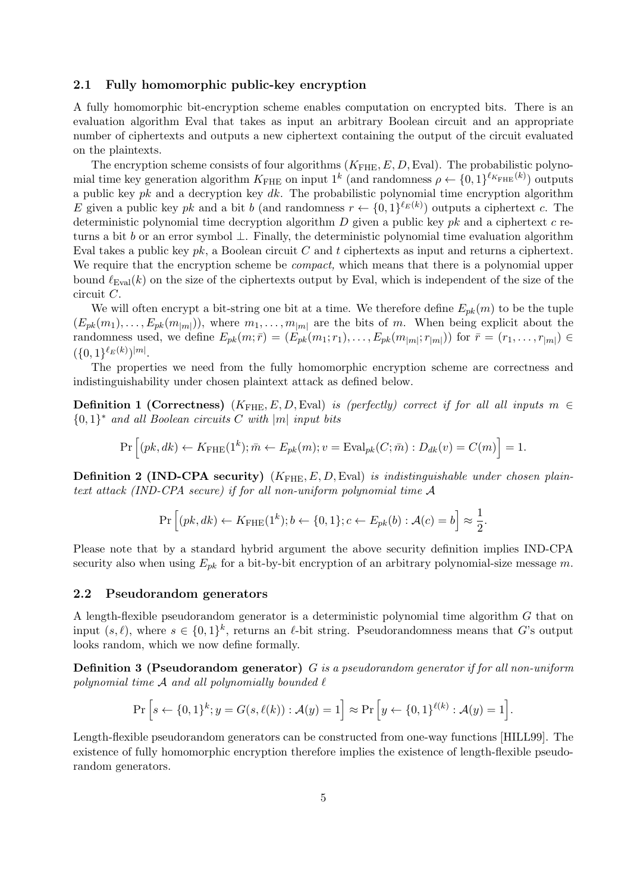### 2.1 Fully homomorphic public-key encryption

A fully homomorphic bit-encryption scheme enables computation on encrypted bits. There is an evaluation algorithm Eval that takes as input an arbitrary Boolean circuit and an appropriate number of ciphertexts and outputs a new ciphertext containing the output of the circuit evaluated on the plaintexts.

The encryption scheme consists of four algorithms $(K_{\text{FHE}}, E, D, \text{Eval})$. The probabilistic polynomial time key generation algorithm $K_{\text{FHE}}$ on input $1^k$ (and randomness $\rho \leftarrow \{0,1\}^{\ell_{K_{\text{FHE}}}(k)}$) outputs a public key $pk$ and a decryption key $dk$. The probabilistic polynomial time encryption algorithm $E$ given a public key $pk$ and a bit $b$ (and randomness $r \leftarrow \{0,1\}^{\ell_E(k)}$) outputs a ciphertext $c$. The deterministic polynomial time decryption algorithm $D$ given a public key $pk$ and a ciphertext $c$ returns a bit $b$ or an error symbol $\perp$. Finally, the deterministic polynomial time evaluation algorithm Eval takes a public key $pk$, a Boolean circuit $C$ and $t$ ciphertexts as input and returns a ciphertext. We require that the encryption scheme be *compact,* which means that there is a polynomial upper bound $\ell_{\text{Eval}}(k)$ on the size of the ciphertexts output by Eval, which is independent of the size of the circuit $C$.

We will often encrypt a bit-string one bit at a time. We therefore define $E_{pk}(m)$ to be the tuple $(E_{pk}(m_1), \ldots, E_{pk}(m_{|m|}))$, where $m_1, \ldots, m_{|m|}$ are the bits of $m$. When being explicit about the randomness used, we define $E_{pk}(m; \bar{r}) = (E_{pk}(m_1; r_1), \ldots, E_{pk}(m_{|m|}; r_{|m|}))$ for $\bar{r} = (r_1, \ldots, r_{|m|}) \in (\{0,1\}^{\ell_E(k)})^{|m|}$.

The properties we need from the fully homomorphic encryption scheme are correctness and indistinguishability under chosen plaintext attack as defined below.

**Definition 1 (Correctness)** $(K_{\text{FHE}}, E, D, \text{Eval})$ *is (perfectly) correct if for all all inputs $m \in \{0,1\}^*$ and all Boolean circuits $C$ with $|m|$ input bits*

$$\Pr\Big[(pk, dk) \leftarrow K_{\text{FHE}}(1^k); \bar{m} \leftarrow E_{pk}(m); v = \text{Eval}_{pk}(C; \bar{m}) : D_{dk}(v) = C(m)\Big] = 1.$$

**Definition 2 (IND-CPA security)** $(K_{\text{FHE}}, E, D, \text{Eval})$ *is indistinguishable under chosen plaintext attack (IND-CPA secure) if for all non-uniform polynomial time $\mathcal{A}$*

$$\Pr\Big[(pk, dk) \leftarrow K_{\text{FHE}}(1^k); b \leftarrow \{0,1\}; c \leftarrow E_{pk}(b) : \mathcal{A}(c) = b\Big] \approx \frac{1}{2}.$$

Please note that by a standard hybrid argument the above security definition implies IND-CPA security also when using $E_{pk}$ for a bit-by-bit encryption of an arbitrary polynomial-size message $m$.

### 2.2 Pseudorandom generators

A length-flexible pseudorandom generator is a deterministic polynomial time algorithm $G$ that on input $(s, \ell)$, where $s \in \{0,1\}^k$, returns an $\ell$-bit string. Pseudorandomness means that $G$'s output looks random, which we now define formally.

**Definition 3 (Pseudorandom generator)** *$G$ is a pseudorandom generator if for all non-uniform polynomial time $\mathcal{A}$ and all polynomially bounded $\ell$*

$$\Pr\Big[s \leftarrow \{0,1\}^k; y = G(s, \ell(k)) : \mathcal{A}(y) = 1\Big] \approx \Pr\Big[y \leftarrow \{0,1\}^{\ell(k)} : \mathcal{A}(y) = 1\Big].$$

Length-flexible pseudorandom generators can be constructed from one-way functions [HILL99]. The existence of fully homomorphic encryption therefore implies the existence of length-flexible pseudorandom generators.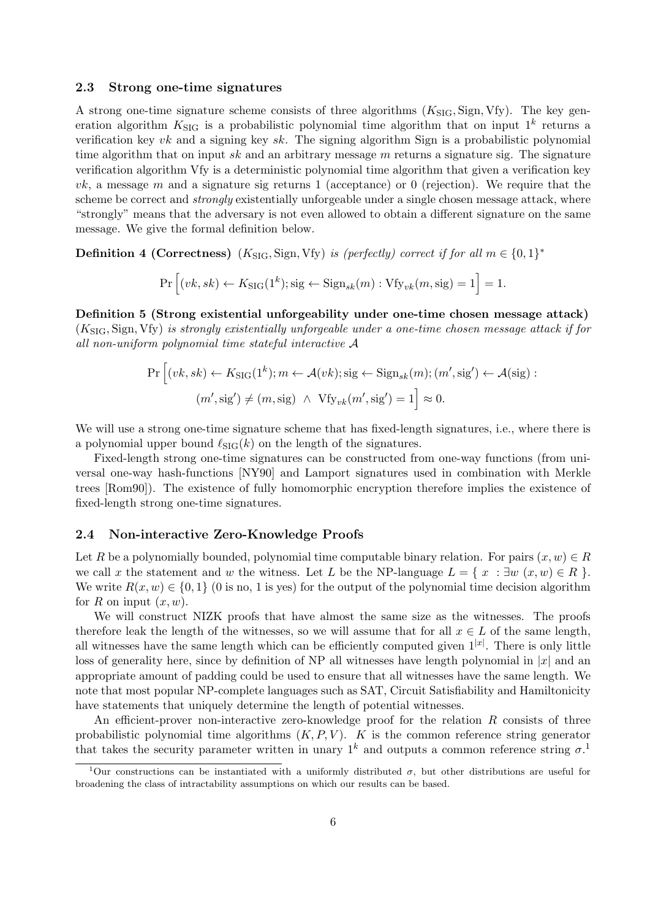### 2.3 Strong one-time signatures

A strong one-time signature scheme consists of three algorithms $(K_{\mathrm{SIG}}, \mathrm{Sign}, \mathrm{Vfy})$. The key generation algorithm $K_{\mathrm{SIG}}$ is a probabilistic polynomial time algorithm that on input $1^k$ returns a verification key $vk$ and a signing key $sk$. The signing algorithm Sign is a probabilistic polynomial time algorithm that on input $sk$ and an arbitrary message $m$ returns a signature sig. The signature verification algorithm Vfy is a deterministic polynomial time algorithm that given a verification key $vk$, a message $m$ and a signature sig returns 1 (acceptance) or 0 (rejection). We require that the scheme be correct and *strongly* existentially unforgeable under a single chosen message attack, where "strongly" means that the adversary is not even allowed to obtain a different signature on the same message. We give the formal definition below.

**Definition 4 (Correctness)** *$(K_{\mathrm{SIG}}, \mathrm{Sign}, \mathrm{Vfy})$ is (perfectly) correct if for all $m \in \{0,1\}^*$*

$$\Pr\Big[(vk, sk) \leftarrow K_{\mathrm{SIG}}(1^k); \mathrm{sig} \leftarrow \mathrm{Sign}_{sk}(m) : \mathrm{Vfy}_{vk}(m, \mathrm{sig}) = 1\Big] = 1.$$

**Definition 5 (Strong existential unforgeability under one-time chosen message attack)** *$(K_{\mathrm{SIG}}, \mathrm{Sign}, \mathrm{Vfy})$ is strongly existentially unforgeable under a one-time chosen message attack if for all non-uniform polynomial time stateful interactive $\mathcal{A}$*

$$\Pr\Big[(vk, sk) \leftarrow K_{\mathrm{SIG}}(1^k); m \leftarrow \mathcal{A}(vk); \mathrm{sig} \leftarrow \mathrm{Sign}_{sk}(m); (m', \mathrm{sig}') \leftarrow \mathcal{A}(\mathrm{sig}) :$$
$$(m', \mathrm{sig}') \neq (m, \mathrm{sig}) \ \wedge \ \mathrm{Vfy}_{vk}(m', \mathrm{sig}') = 1\Big] \approx 0.$$

We will use a strong one-time signature scheme that has fixed-length signatures, i.e., where there is a polynomial upper bound $\ell_{\mathrm{SIG}}(k)$ on the length of the signatures.

Fixed-length strong one-time signatures can be constructed from one-way functions (from universal one-way hash-functions [NY90] and Lamport signatures used in combination with Merkle trees [Rom90]). The existence of fully homomorphic encryption therefore implies the existence of fixed-length strong one-time signatures.

### 2.4 Non-interactive Zero-Knowledge Proofs

Let $R$ be a polynomially bounded, polynomial time computable binary relation. For pairs $(x, w) \in R$ we call $x$ the statement and $w$ the witness. Let $L$ be the NP-language $L = \{\ x\ : \exists w\ (x, w) \in R\ \}$. We write $R(x, w) \in \{0, 1\}$ (0 is no, 1 is yes) for the output of the polynomial time decision algorithm for $R$ on input $(x, w)$.

We will construct NIZK proofs that have almost the same size as the witnesses. The proofs therefore leak the length of the witnesses, so we will assume that for all $x \in L$ of the same length, all witnesses have the same length which can be efficiently computed given $1^{|x|}$. There is only little loss of generality here, since by definition of NP all witnesses have length polynomial in $|x|$ and an appropriate amount of padding could be used to ensure that all witnesses have the same length. We note that most popular NP-complete languages such as SAT, Circuit Satisfiability and Hamiltonicity have statements that uniquely determine the length of potential witnesses.

An efficient-prover non-interactive zero-knowledge proof for the relation $R$ consists of three probabilistic polynomial time algorithms $(K, P, V)$. $K$ is the common reference string generator that takes the security parameter written in unary $1^k$ and outputs a common reference string $\sigma$.[1]

[1] Our constructions can be instantiated with a uniformly distributed $\sigma$, but other distributions are useful for broadening the class of intractability assumptions on which our results can be based.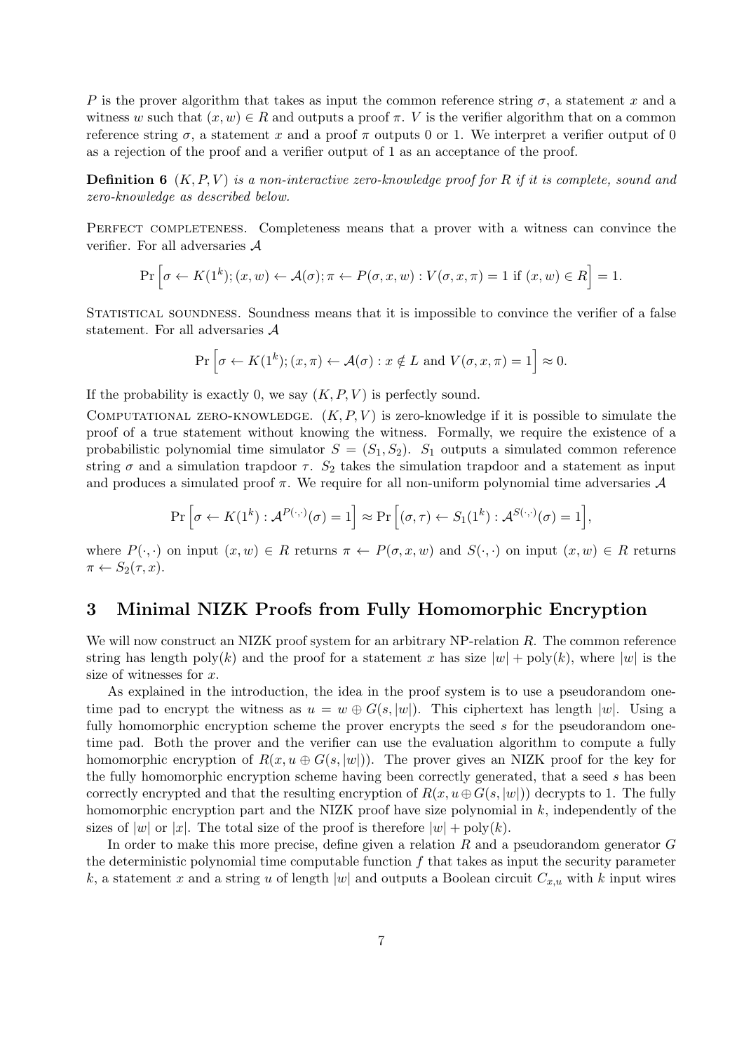$P$ is the prover algorithm that takes as input the common reference string $\sigma$, a statement $x$ and a witness $w$ such that $(x, w) \in R$ and outputs a proof $\pi$. $V$ is the verifier algorithm that on a common reference string $\sigma$, a statement $x$ and a proof $\pi$ outputs 0 or 1. We interpret a verifier output of 0 as a rejection of the proof and a verifier output of 1 as an acceptance of the proof.

**Definition 6** *$(K, P, V)$ is a non-interactive zero-knowledge proof for $R$ if it is complete, sound and zero-knowledge as described below.*

Perfect completeness. Completeness means that a prover with a witness can convince the verifier. For all adversaries $\mathcal{A}$

$$\Pr\Big[\sigma \leftarrow K(1^k); (x, w) \leftarrow \mathcal{A}(\sigma); \pi \leftarrow P(\sigma, x, w) : V(\sigma, x, \pi) = 1 \text{ if } (x, w) \in R\Big] = 1.$$

Statistical soundness. Soundness means that it is impossible to convince the verifier of a false statement. For all adversaries $\mathcal{A}$

$$\Pr\Big[\sigma \leftarrow K(1^k); (x, \pi) \leftarrow \mathcal{A}(\sigma) : x \notin L \text{ and } V(\sigma, x, \pi) = 1\Big] \approx 0.$$

If the probability is exactly 0, we say $(K, P, V)$ is perfectly sound.

Computational zero-knowledge. $(K, P, V)$ is zero-knowledge if it is possible to simulate the proof of a true statement without knowing the witness. Formally, we require the existence of a probabilistic polynomial time simulator $S = (S_1, S_2)$. $S_1$ outputs a simulated common reference string $\sigma$ and a simulation trapdoor $\tau$. $S_2$ takes the simulation trapdoor and a statement as input and produces a simulated proof $\pi$. We require for all non-uniform polynomial time adversaries $\mathcal{A}$

$$\Pr\Big[\sigma \leftarrow K(1^k) : \mathcal{A}^{P(\cdot,\cdot)}(\sigma) = 1\Big] \approx \Pr\Big[(\sigma, \tau) \leftarrow S_1(1^k) : \mathcal{A}^{S(\cdot,\cdot)}(\sigma) = 1\Big],$$

where $P(\cdot, \cdot)$ on input $(x, w) \in R$ returns $\pi \leftarrow P(\sigma, x, w)$ and $S(\cdot, \cdot)$ on input $(x, w) \in R$ returns $\pi \leftarrow S_2(\tau, x)$.

## 3 Minimal NIZK Proofs from Fully Homomorphic Encryption

We will now construct an NIZK proof system for an arbitrary NP-relation $R$. The common reference string has length $\text{poly}(k)$ and the proof for a statement $x$ has size $|w| + \text{poly}(k)$, where $|w|$ is the size of witnesses for $x$.

As explained in the introduction, the idea in the proof system is to use a pseudorandom one-time pad to encrypt the witness as $u = w \oplus G(s, |w|)$. This ciphertext has length $|w|$. Using a fully homomorphic encryption scheme the prover encrypts the seed $s$ for the pseudorandom one-time pad. Both the prover and the verifier can use the evaluation algorithm to compute a fully homomorphic encryption of $R(x, u \oplus G(s, |w|))$. The prover gives an NIZK proof for the key for the fully homomorphic encryption scheme having been correctly generated, that a seed $s$ has been correctly encrypted and that the resulting encryption of $R(x, u \oplus G(s, |w|))$ decrypts to 1. The fully homomorphic encryption part and the NIZK proof have size polynomial in $k$, independently of the sizes of $|w|$ or $|x|$. The total size of the proof is therefore $|w| + \text{poly}(k)$.

In order to make this more precise, define given a relation $R$ and a pseudorandom generator $G$ the deterministic polynomial time computable function $f$ that takes as input the security parameter $k$, a statement $x$ and a string $u$ of length $|w|$ and outputs a Boolean circuit $C_{x,u}$ with $k$ input wires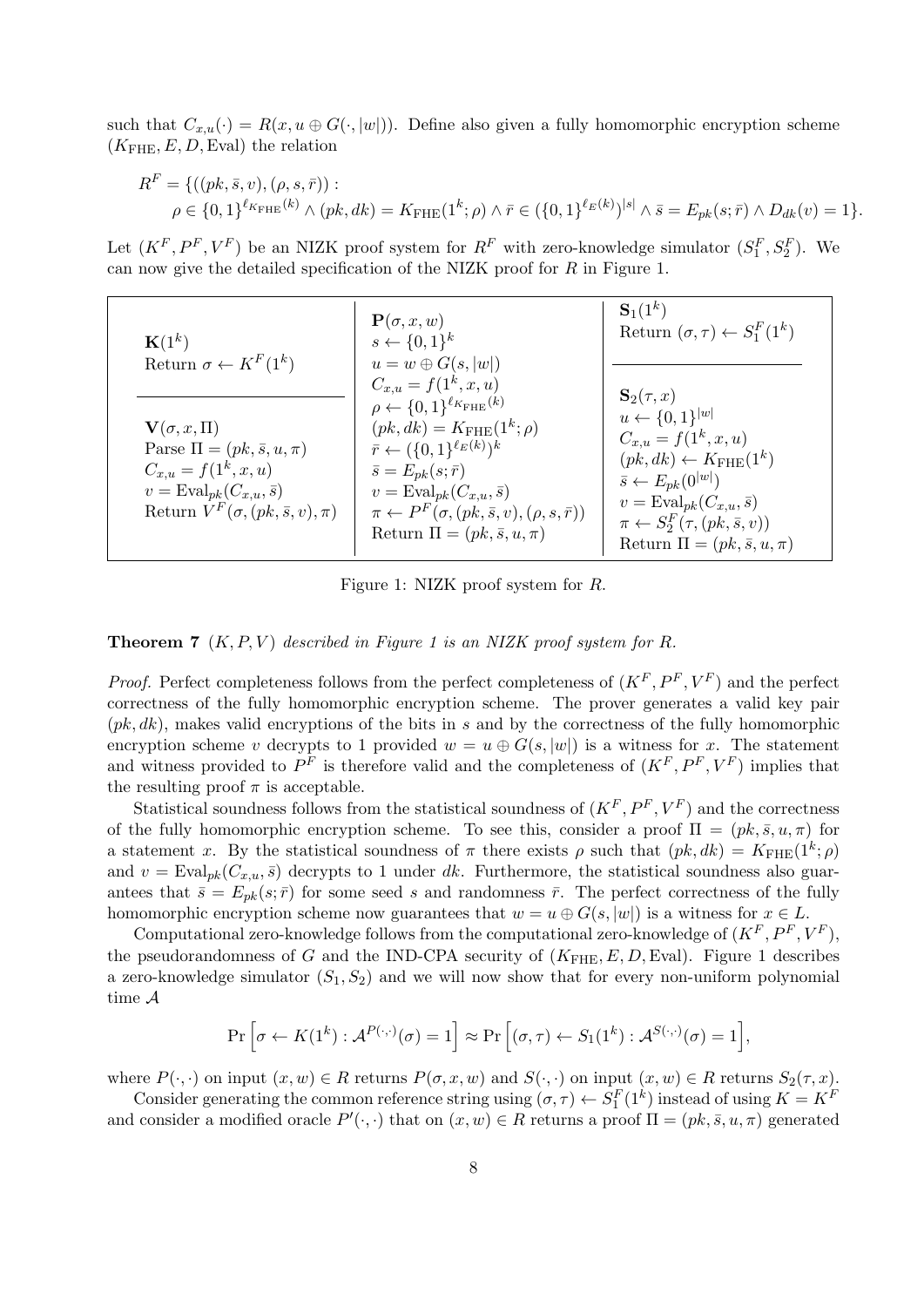such that $C_{x,u}(\cdot) = R(x, u \oplus G(\cdot, |w|))$. Define also given a fully homomorphic encryption scheme $(K_{\mathrm{FHE}}, E, D, \mathrm{Eval})$ the relation

$$
\begin{aligned}
R^F = \{&((pk, \bar{s}, v), (\rho, s, \bar{r})) : \\
&\rho \in \{0,1\}^{\ell_{K_{\mathrm{FHE}}}(k)} \wedge (pk, dk) = K_{\mathrm{FHE}}(1^k; \rho) \wedge \bar{r} \in (\{0,1\}^{\ell_E(k)})^{|s|} \wedge \bar{s} = E_{pk}(s; \bar{r}) \wedge D_{dk}(v) = 1\}.
\end{aligned}
$$

Let $(K^F, P^F, V^F)$ be an NIZK proof system for $R^F$ with zero-knowledge simulator $(S_1^F, S_2^F)$. We can now give the detailed specification of the NIZK proof for $R$ in Figure 1.

| $\mathbf{K}(1^k)$<br>Return $\sigma \leftarrow K^F(1^k)$<br><br>$\mathbf{V}(\sigma, x, \Pi)$<br>Parse $\Pi = (pk, \bar{s}, u, \pi)$<br>$C_{x,u} = f(1^k, x, u)$<br>$v = \mathrm{Eval}_{pk}(C_{x,u}, \bar{s})$<br>Return $V^F(\sigma, (pk, \bar{s}, v), \pi)$ | $\mathbf{P}(\sigma, x, w)$<br>$s \leftarrow \{0,1\}^k$<br>$u = w \oplus G(s, \lvert w \rvert)$<br>$C_{x,u} = f(1^k, x, u)$<br>$\rho \leftarrow \{0,1\}^{\ell_{K_{\mathrm{FHE}}}(k)}$<br>$(pk, dk) = K_{\mathrm{FHE}}(1^k; \rho)$<br>$\bar{r} \leftarrow (\{0,1\}^{\ell_E(k)})^k$<br>$\bar{s} = E_{pk}(s; \bar{r})$<br>$v = \mathrm{Eval}_{pk}(C_{x,u}, \bar{s})$<br>$\pi \leftarrow P^F(\sigma, (pk, \bar{s}, v), (\rho, s, \bar{r}))$<br>Return $\Pi = (pk, \bar{s}, u, \pi)$ | $\mathbf{S}_1(1^k)$<br>Return $(\sigma, \tau) \leftarrow S_1^F(1^k)$<br><br>$\mathbf{S}_2(\tau, x)$<br>$u \leftarrow \{0,1\}^{\lvert w \rvert}$<br>$C_{x,u} = f(1^k, x, u)$<br>$(pk, dk) \leftarrow K_{\mathrm{FHE}}(1^k)$<br>$\bar{s} \leftarrow E_{pk}(0^{\lvert w \rvert})$<br>$v = \mathrm{Eval}_{pk}(C_{x,u}, \bar{s})$<br>$\pi \leftarrow S_2^F(\tau, (pk, \bar{s}, v))$<br>Return $\Pi = (pk, \bar{s}, u, \pi)$ |
|---|---|---|

Figure 1: NIZK proof system for $R$.

**Theorem 7** *$(K, P, V)$ described in Figure 1 is an NIZK proof system for $R$.*

*Proof.* Perfect completeness follows from the perfect completeness of $(K^F, P^F, V^F)$ and the perfect correctness of the fully homomorphic encryption scheme. The prover generates a valid key pair $(pk, dk)$, makes valid encryptions of the bits in $s$ and by the correctness of the fully homomorphic encryption scheme $v$ decrypts to 1 provided $w = u \oplus G(s, |w|)$ is a witness for $x$. The statement and witness provided to $P^F$ is therefore valid and the completeness of $(K^F, P^F, V^F)$ implies that the resulting proof $\pi$ is acceptable.

Statistical soundness follows from the statistical soundness of $(K^F, P^F, V^F)$ and the correctness of the fully homomorphic encryption scheme. To see this, consider a proof $\Pi = (pk, \bar{s}, u, \pi)$ for a statement $x$. By the statistical soundness of $\pi$ there exists $\rho$ such that $(pk, dk) = K_{\mathrm{FHE}}(1^k; \rho)$ and $v = \mathrm{Eval}_{pk}(C_{x,u}, \bar{s})$ decrypts to 1 under $dk$. Furthermore, the statistical soundness also guarantees that $\bar{s} = E_{pk}(s; \bar{r})$ for some seed $s$ and randomness $\bar{r}$. The perfect correctness of the fully homomorphic encryption scheme now guarantees that $w = u \oplus G(s, |w|)$ is a witness for $x \in L$.

Computational zero-knowledge follows from the computational zero-knowledge of $(K^F, P^F, V^F)$, the pseudorandomness of $G$ and the IND-CPA security of $(K_{\mathrm{FHE}}, E, D, \mathrm{Eval})$. Figure 1 describes a zero-knowledge simulator $(S_1, S_2)$ and we will now show that for every non-uniform polynomial time $\mathcal{A}$

$$
\Pr\Big[\sigma \leftarrow K(1^k) : \mathcal{A}^{P(\cdot,\cdot)}(\sigma) = 1\Big] \approx \Pr\Big[(\sigma, \tau) \leftarrow S_1(1^k) : \mathcal{A}^{S(\cdot,\cdot)}(\sigma) = 1\Big],
$$

where $P(\cdot,\cdot)$ on input $(x, w) \in R$ returns $P(\sigma, x, w)$ and $S(\cdot,\cdot)$ on input $(x, w) \in R$ returns $S_2(\tau, x)$.

Consider generating the common reference string using $(\sigma, \tau) \leftarrow S_1^F(1^k)$ instead of using $K = K^F$ and consider a modified oracle $P'(\cdot,\cdot)$ that on $(x, w) \in R$ returns a proof $\Pi = (pk, \bar{s}, u, \pi)$ generated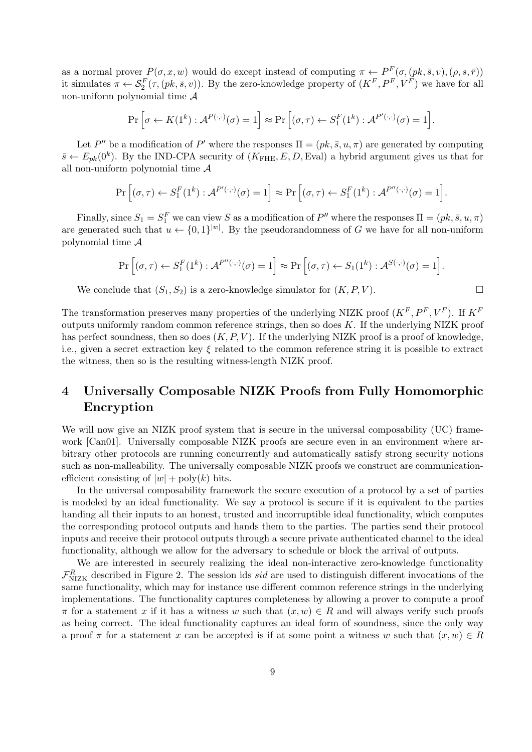as a normal prover $P(\sigma, x, w)$ would do except instead of computing $\pi \leftarrow P^F(\sigma, (pk, \bar{s}, v), (\rho, s, \bar{r}))$ it simulates $\pi \leftarrow \mathcal{S}_2^F(\tau, (pk, \bar{s}, v))$. By the zero-knowledge property of $(K^F, P^F, V^F)$ we have for all non-uniform polynomial time $\mathcal{A}$

$$\Pr\Big[\sigma \leftarrow K(1^k) : \mathcal{A}^{P(\cdot,\cdot)}(\sigma) = 1\Big] \approx \Pr\Big[(\sigma, \tau) \leftarrow S_1^F(1^k) : \mathcal{A}^{P'(\cdot,\cdot)}(\sigma) = 1\Big].$$

Let $P''$ be a modification of $P'$ where the responses $\Pi = (pk, \bar{s}, u, \pi)$ are generated by computing $\bar{s} \leftarrow E_{pk}(0^k)$. By the IND-CPA security of $(K_{\text{FHE}}, E, D, \text{Eval})$ a hybrid argument gives us that for all non-uniform polynomial time $\mathcal{A}$

$$\Pr\Big[(\sigma, \tau) \leftarrow S_1^F(1^k) : \mathcal{A}^{P'(\cdot,\cdot)}(\sigma) = 1\Big] \approx \Pr\Big[(\sigma, \tau) \leftarrow S_1^F(1^k) : \mathcal{A}^{P''(\cdot,\cdot)}(\sigma) = 1\Big].$$

Finally, since $S_1 = S_1^F$ we can view $S$ as a modification of $P''$ where the responses $\Pi = (pk, \bar{s}, u, \pi)$ are generated such that $u \leftarrow \{0,1\}^{|w|}$. By the pseudorandomness of $G$ we have for all non-uniform polynomial time $\mathcal{A}$

$$\Pr\Big[(\sigma, \tau) \leftarrow S_1^F(1^k) : \mathcal{A}^{P''(\cdot,\cdot)}(\sigma) = 1\Big] \approx \Pr\Big[(\sigma, \tau) \leftarrow S_1(1^k) : \mathcal{A}^{S(\cdot,\cdot)}(\sigma) = 1\Big].$$

We conclude that $(S_1, S_2)$ is a zero-knowledge simulator for $(K, P, V)$. □

The transformation preserves many properties of the underlying NIZK proof $(K^F, P^F, V^F)$. If $K^F$ outputs uniformly random common reference strings, then so does $K$. If the underlying NIZK proof has perfect soundness, then so does $(K, P, V)$. If the underlying NIZK proof is a proof of knowledge, i.e., given a secret extraction key $\xi$ related to the common reference string it is possible to extract the witness, then so is the resulting witness-length NIZK proof.

# 4 Universally Composable NIZK Proofs from Fully Homomorphic Encryption

We will now give an NIZK proof system that is secure in the universal composability (UC) framework [Can01]. Universally composable NIZK proofs are secure even in an environment where arbitrary other protocols are running concurrently and automatically satisfy strong security notions such as non-malleability. The universally composable NIZK proofs we construct are communication-efficient consisting of $|w| + \text{poly}(k)$ bits.

In the universal composability framework the secure execution of a protocol by a set of parties is modeled by an ideal functionality. We say a protocol is secure if it is equivalent to the parties handing all their inputs to an honest, trusted and incorruptible ideal functionality, which computes the corresponding protocol outputs and hands them to the parties. The parties send their protocol inputs and receive their protocol outputs through a secure private authenticated channel to the ideal functionality, although we allow for the adversary to schedule or block the arrival of outputs.

We are interested in securely realizing the ideal non-interactive zero-knowledge functionality $\mathcal{F}_{\text{NIZK}}^R$ described in Figure 2. The session ids *sid* are used to distinguish different invocations of the same functionality, which may for instance use different common reference strings in the underlying implementations. The functionality captures completeness by allowing a prover to compute a proof $\pi$ for a statement $x$ if it has a witness $w$ such that $(x, w) \in R$ and will always verify such proofs as being correct. The ideal functionality captures an ideal form of soundness, since the only way a proof $\pi$ for a statement $x$ can be accepted is if at some point a witness $w$ such that $(x, w) \in R$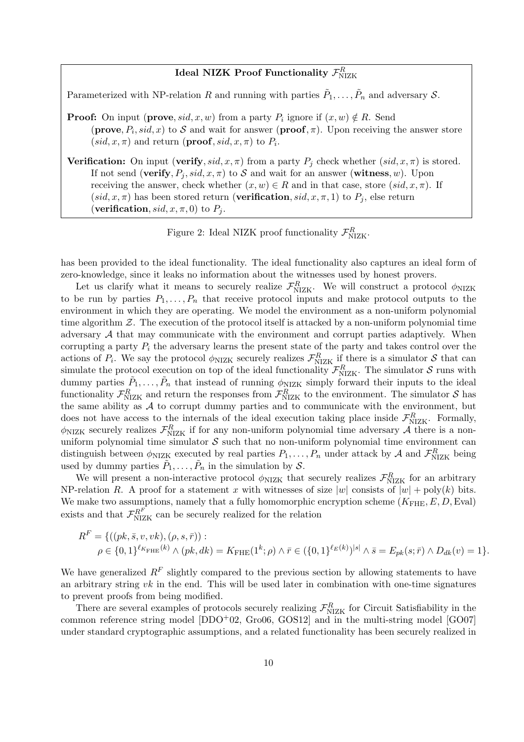**Ideal NIZK Proof Functionality $\mathcal{F}^R_{\text{NIZK}}$**

Parameterized with NP-relation $R$ and running with parties $\tilde{P}_1, \ldots, \tilde{P}_n$ and adversary $\mathcal{S}$.

**Proof:** On input $(\mathbf{prove}, sid, x, w)$ from a party $P_i$ ignore if $(x, w) \notin R$. Send $(\mathbf{prove}, P_i, sid, x)$ to $\mathcal{S}$ and wait for answer $(\mathbf{proof}, \pi)$. Upon receiving the answer store $(sid, x, \pi)$ and return $(\mathbf{proof}, sid, x, \pi)$ to $P_i$.

**Verification:** On input $(\mathbf{verify}, sid, x, \pi)$ from a party $P_j$ check whether $(sid, x, \pi)$ is stored. If not send $(\mathbf{verify}, P_j, sid, x, \pi)$ to $\mathcal{S}$ and wait for an answer $(\mathbf{witness}, w)$. Upon receiving the answer, check whether $(x, w) \in R$ and in that case, store $(sid, x, \pi)$. If $(sid, x, \pi)$ has been stored return $(\mathbf{verification}, sid, x, \pi, 1)$ to $P_j$, else return $(\mathbf{verification}, sid, x, \pi, 0)$ to $P_j$.

Figure 2: Ideal NIZK proof functionality $\mathcal{F}^R_{\text{NIZK}}$.

has been provided to the ideal functionality. The ideal functionality also captures an ideal form of zero-knowledge, since it leaks no information about the witnesses used by honest provers.

Let us clarify what it means to securely realize $\mathcal{F}^R_{\text{NIZK}}$. We will construct a protocol $\phi_{\text{NIZK}}$ to be run by parties $P_1, \ldots, P_n$ that receive protocol inputs and make protocol outputs to the environment in which they are operating. We model the environment as a non-uniform polynomial time algorithm $\mathcal{Z}$. The execution of the protocol itself is attacked by a non-uniform polynomial time adversary $\mathcal{A}$ that may communicate with the environment and corrupt parties adaptively. When corrupting a party $P_i$ the adversary learns the present state of the party and takes control over the actions of $P_i$. We say the protocol $\phi_{\text{NIZK}}$ securely realizes $\mathcal{F}^R_{\text{NIZK}}$ if there is a simulator $\mathcal{S}$ that can simulate the protocol execution on top of the ideal functionality $\mathcal{F}^R_{\text{NIZK}}$. The simulator $\mathcal{S}$ runs with dummy parties $\tilde{P}_1, \ldots, \tilde{P}_n$ that instead of running $\phi_{\text{NIZK}}$ simply forward their inputs to the ideal functionality $\mathcal{F}^R_{\text{NIZK}}$ and return the responses from $\mathcal{F}^R_{\text{NIZK}}$ to the environment. The simulator $\mathcal{S}$ has the same ability as $\mathcal{A}$ to corrupt dummy parties and to communicate with the environment, but does not have access to the internals of the ideal execution taking place inside $\mathcal{F}^R_{\text{NIZK}}$. Formally, $\phi_{\text{NIZK}}$ securely realizes $\mathcal{F}^R_{\text{NIZK}}$ if for any non-uniform polynomial time adversary $\mathcal{A}$ there is a non-uniform polynomial time simulator $\mathcal{S}$ such that no non-uniform polynomial time environment can distinguish between $\phi_{\text{NIZK}}$ executed by real parties $P_1, \ldots, P_n$ under attack by $\mathcal{A}$ and $\mathcal{F}^R_{\text{NIZK}}$ being used by dummy parties $\tilde{P}_1, \ldots, \tilde{P}_n$ in the simulation by $\mathcal{S}$.

We will present a non-interactive protocol $\phi_{\text{NIZK}}$ that securely realizes $\mathcal{F}^R_{\text{NIZK}}$ for an arbitrary NP-relation $R$. A proof for a statement $x$ with witnesses of size $|w|$ consists of $|w| + \text{poly}(k)$ bits. We make two assumptions, namely that a fully homomorphic encryption scheme $(K_{\text{FHE}}, E, D, \text{Eval})$ exists and that $\mathcal{F}^{R^F}_{\text{NIZK}}$ can be securely realized for the relation

$$
\begin{aligned}
R^F = \{&((pk, \bar{s}, v, vk), (\rho, s, \bar{r})) : \\
&\rho \in \{0,1\}^{\ell_{K_{\text{FHE}}}(k)} \wedge (pk, dk) = K_{\text{FHE}}(1^k; \rho) \wedge \bar{r} \in (\{0,1\}^{\ell_E(k)})^{|s|} \wedge \bar{s} = E_{pk}(s; \bar{r}) \wedge D_{dk}(v) = 1\}.
\end{aligned}
$$

We have generalized $R^F$ slightly compared to the previous section by allowing statements to have an arbitrary string $vk$ in the end. This will be used later in combination with one-time signatures to prevent proofs from being modified.

There are several examples of protocols securely realizing $\mathcal{F}^R_{\text{NIZK}}$ for Circuit Satisfiability in the common reference string model [DDO+02, Gro06, GOS12] and in the multi-string model [GO07] under standard cryptographic assumptions, and a related functionality has been securely realized in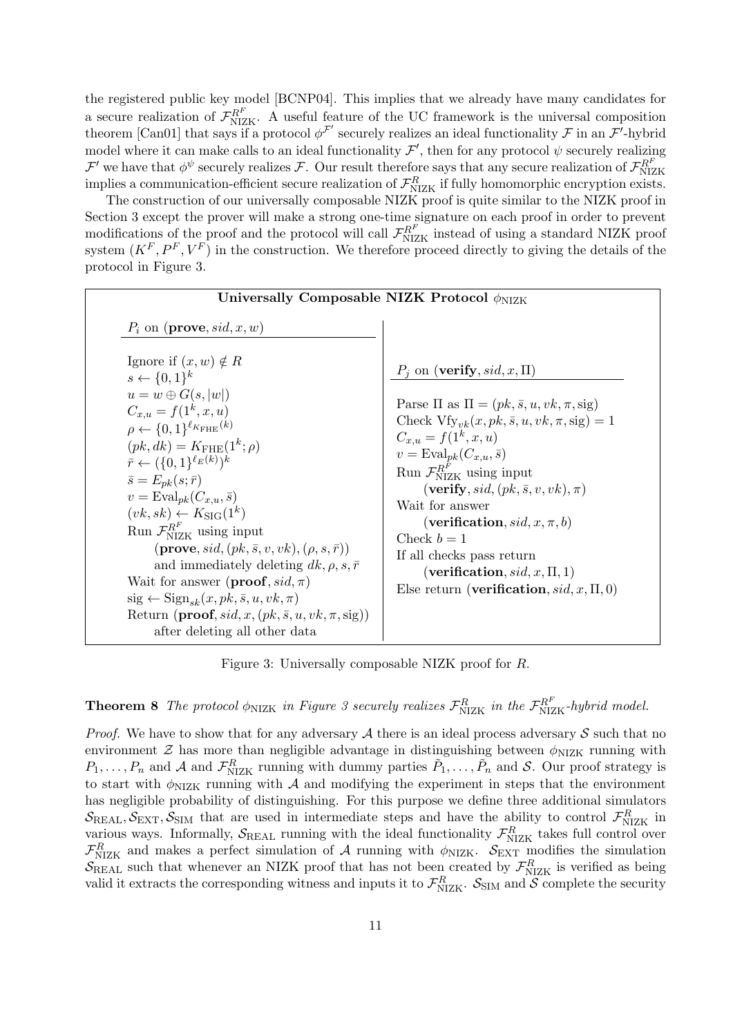the registered public key model [BCNP04]. This implies that we already have many candidates for a secure realization of $\mathcal{F}_{\text{NIZK}}^{R^F}$. A useful feature of the UC framework is the universal composition theorem [Can01] that says if a protocol $\phi^{\mathcal{F}'}$ securely realizes an ideal functionality $\mathcal{F}$ in an $\mathcal{F}'$-hybrid model where it can make calls to an ideal functionality $\mathcal{F}'$, then for any protocol $\psi$ securely realizing $\mathcal{F}'$ we have that $\phi^{\psi}$ securely realizes $\mathcal{F}$. Our result therefore says that any secure realization of $\mathcal{F}_{\text{NIZK}}^{R^F}$ implies a communication-efficient secure realization of $\mathcal{F}_{\text{NIZK}}^{R}$ if fully homomorphic encryption exists.

The construction of our universally composable NIZK proof is quite similar to the NIZK proof in Section 3 except the prover will make a strong one-time signature on each proof in order to prevent modifications of the proof and the protocol will call $\mathcal{F}_{\text{NIZK}}^{R^F}$ instead of using a standard NIZK proof system $(K^F, P^F, V^F)$ in the construction. We therefore proceed directly to giving the details of the protocol in Figure 3.

**Universally Composable NIZK Protocol $\phi_{\text{NIZK}}$**

$P_i$ on $(\textbf{prove}, sid, x, w)$

- Ignore if $(x, w) \notin R$
- $s \leftarrow \{0,1\}^k$
- $u = w \oplus G(s, |w|)$
- $C_{x,u} = f(1^k, x, u)$
- $\rho \leftarrow \{0,1\}^{\ell_{K_{\text{FHE}}}(k)}$
- $(pk, dk) = K_{\text{FHE}}(1^k; \rho)$
- $\bar{r} \leftarrow (\{0,1\}^{\ell_E(k)})^k$
- $\bar{s} = E_{pk}(s; \bar{r})$
- $v = \text{Eval}_{pk}(C_{x,u}, \bar{s})$
- $(vk, sk) \leftarrow K_{\text{SIG}}(1^k)$
- Run $\mathcal{F}_{\text{NIZK}}^{R^F}$ using input $(\textbf{prove}, sid, (pk, \bar{s}, v, vk), (\rho, s, \bar{r}))$ and immediately deleting $dk, \rho, s, \bar{r}$
- Wait for answer $(\textbf{proof}, sid, \pi)$
- $\text{sig} \leftarrow \text{Sign}_{sk}(x, pk, \bar{s}, u, vk, \pi)$
- Return $(\textbf{proof}, sid, x, (pk, \bar{s}, u, vk, \pi, \text{sig}))$ after deleting all other data

$P_j$ on $(\textbf{verify}, sid, x, \Pi)$

- Parse $\Pi$ as $\Pi = (pk, \bar{s}, u, vk, \pi, \text{sig})$
- Check $\text{Vfy}_{vk}(x, pk, \bar{s}, u, vk, \pi, \text{sig}) = 1$
- $C_{x,u} = f(1^k, x, u)$
- $v = \text{Eval}_{pk}(C_{x,u}, \bar{s})$
- Run $\mathcal{F}_{\text{NIZK}}^{R^F}$ using input $(\textbf{verify}, sid, (pk, \bar{s}, v, vk), \pi)$
- Wait for answer $(\textbf{verification}, sid, x, \pi, b)$
- Check $b = 1$
- If all checks pass return $(\textbf{verification}, sid, x, \Pi, 1)$
- Else return $(\textbf{verification}, sid, x, \Pi, 0)$

Figure 3: Universally composable NIZK proof for $R$.

**Theorem 8** *The protocol $\phi_{\text{NIZK}}$ in Figure 3 securely realizes $\mathcal{F}_{\text{NIZK}}^{R}$ in the $\mathcal{F}_{\text{NIZK}}^{R^F}$-hybrid model.*

*Proof.* We have to show that for any adversary $\mathcal{A}$ there is an ideal process adversary $\mathcal{S}$ such that no environment $\mathcal{Z}$ has more than negligible advantage in distinguishing between $\phi_{\text{NIZK}}$ running with $P_1, \ldots, P_n$ and $\mathcal{A}$ and $\mathcal{F}_{\text{NIZK}}^{R}$ running with dummy parties $\tilde{P}_1, \ldots, \tilde{P}_n$ and $\mathcal{S}$. Our proof strategy is to start with $\phi_{\text{NIZK}}$ running with $\mathcal{A}$ and modifying the experiment in steps that the environment has negligible probability of distinguishing. For this purpose we define three additional simulators $\mathcal{S}_{\text{REAL}}, \mathcal{S}_{\text{EXT}}, \mathcal{S}_{\text{SIM}}$ that are used in intermediate steps and have the ability to control $\mathcal{F}_{\text{NIZK}}^{R}$ in various ways. Informally, $\mathcal{S}_{\text{REAL}}$ running with the ideal functionality $\mathcal{F}_{\text{NIZK}}^{R}$ takes full control over $\mathcal{F}_{\text{NIZK}}^{R}$ and makes a perfect simulation of $\mathcal{A}$ running with $\phi_{\text{NIZK}}$. $\mathcal{S}_{\text{EXT}}$ modifies the simulation $\mathcal{S}_{\text{REAL}}$ such that whenever an NIZK proof that has not been created by $\mathcal{F}_{\text{NIZK}}^{R}$ is verified as being valid it extracts the corresponding witness and inputs it to $\mathcal{F}_{\text{NIZK}}^{R}$. $\mathcal{S}_{\text{SIM}}$ and $\mathcal{S}$ complete the security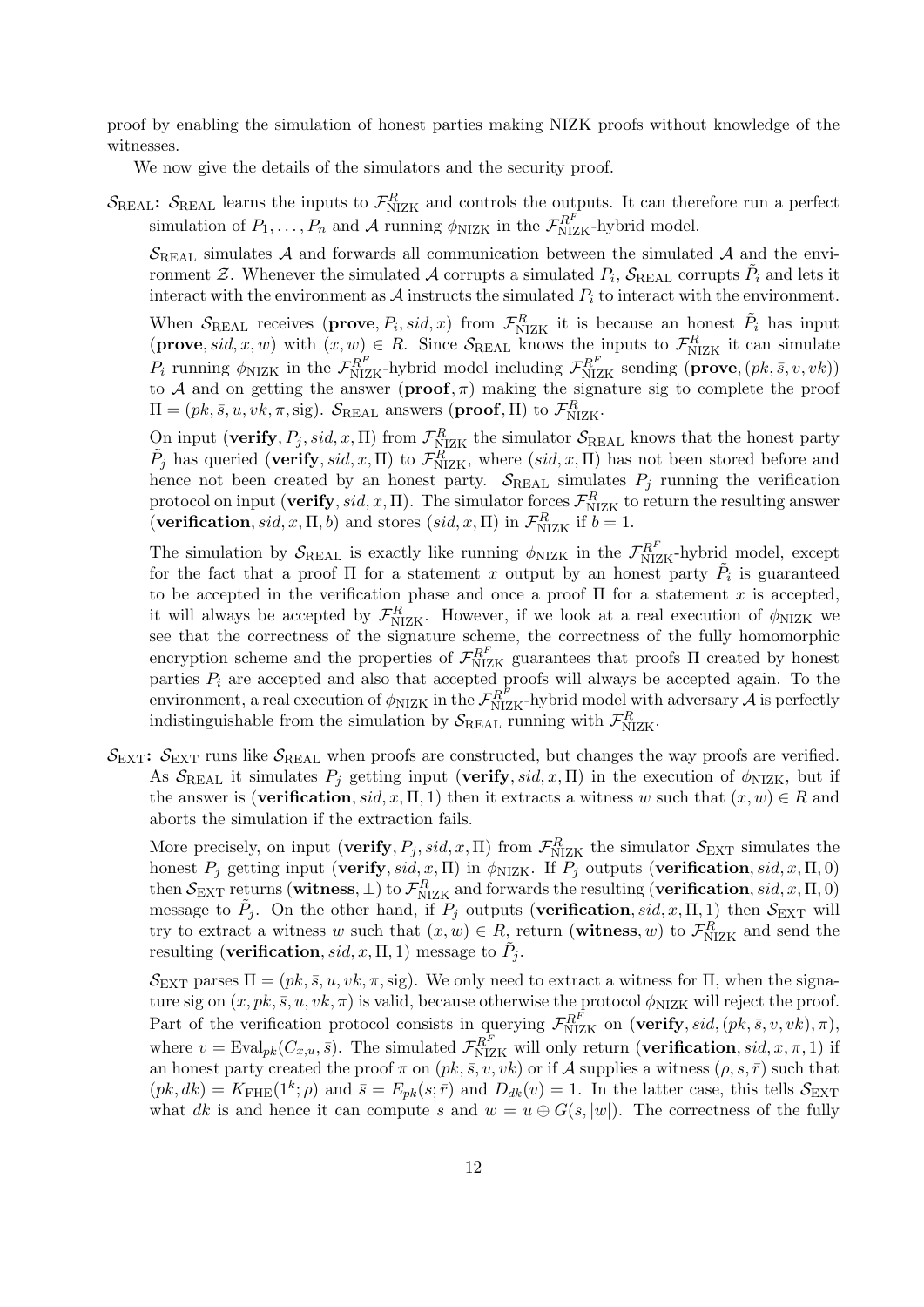proof by enabling the simulation of honest parties making NIZK proofs without knowledge of the witnesses.

We now give the details of the simulators and the security proof.

**$\mathcal{S}_{\text{REAL}}$:** $\mathcal{S}_{\text{REAL}}$ learns the inputs to $\mathcal{F}^R_{\text{NIZK}}$ and controls the outputs. It can therefore run a perfect simulation of $P_1, \ldots, P_n$ and $\mathcal{A}$ running $\phi_{\text{NIZK}}$ in the $\mathcal{F}^{R^F}_{\text{NIZK}}$-hybrid model.

$\mathcal{S}_{\text{REAL}}$ simulates $\mathcal{A}$ and forwards all communication between the simulated $\mathcal{A}$ and the environment $\mathcal{Z}$. Whenever the simulated $\mathcal{A}$ corrupts a simulated $P_i$, $\mathcal{S}_{\text{REAL}}$ corrupts $\tilde{P}_i$ and lets it interact with the environment as $\mathcal{A}$ instructs the simulated $P_i$ to interact with the environment.

When $\mathcal{S}_{\text{REAL}}$ receives (**prove**$, P_i, sid, x$) from $\mathcal{F}^R_{\text{NIZK}}$ it is because an honest $\tilde{P}_i$ has input (**prove**$, sid, x, w$) with $(x, w) \in R$. Since $\mathcal{S}_{\text{REAL}}$ knows the inputs to $\mathcal{F}^R_{\text{NIZK}}$ it can simulate $P_i$ running $\phi_{\text{NIZK}}$ in the $\mathcal{F}^{R^F}_{\text{NIZK}}$-hybrid model including $\mathcal{F}^{R^F}_{\text{NIZK}}$ sending (**prove**$, (pk, \bar{s}, v, vk)$) to $\mathcal{A}$ and on getting the answer (**proof**$, \pi$) making the signature sig to complete the proof $\Pi = (pk, \bar{s}, u, vk, \pi, \text{sig})$. $\mathcal{S}_{\text{REAL}}$ answers (**proof**$, \Pi$) to $\mathcal{F}^R_{\text{NIZK}}$.

On input (**verify**$, P_j, sid, x, \Pi$) from $\mathcal{F}^R_{\text{NIZK}}$ the simulator $\mathcal{S}_{\text{REAL}}$ knows that the honest party $\tilde{P}_j$ has queried (**verify**$, sid, x, \Pi$) to $\mathcal{F}^R_{\text{NIZK}}$, where $(sid, x, \Pi)$ has not been stored before and hence not been created by an honest party. $\mathcal{S}_{\text{REAL}}$ simulates $P_j$ running the verification protocol on input (**verify**$, sid, x, \Pi$). The simulator forces $\mathcal{F}^R_{\text{NIZK}}$ to return the resulting answer (**verification**$, sid, x, \Pi, b$) and stores $(sid, x, \Pi)$ in $\mathcal{F}^R_{\text{NIZK}}$ if $b = 1$.

The simulation by $\mathcal{S}_{\text{REAL}}$ is exactly like running $\phi_{\text{NIZK}}$ in the $\mathcal{F}^{R^F}_{\text{NIZK}}$-hybrid model, except for the fact that a proof $\Pi$ for a statement $x$ output by an honest party $\tilde{P}_i$ is guaranteed to be accepted in the verification phase and once a proof $\Pi$ for a statement $x$ is accepted, it will always be accepted by $\mathcal{F}^R_{\text{NIZK}}$. However, if we look at a real execution of $\phi_{\text{NIZK}}$ we see that the correctness of the signature scheme, the correctness of the fully homomorphic encryption scheme and the properties of $\mathcal{F}^{R^F}_{\text{NIZK}}$ guarantees that proofs $\Pi$ created by honest parties $P_i$ are accepted and also that accepted proofs will always be accepted again. To the environment, a real execution of $\phi_{\text{NIZK}}$ in the $\mathcal{F}^{R^F}_{\text{NIZK}}$-hybrid model with adversary $\mathcal{A}$ is perfectly indistinguishable from the simulation by $\mathcal{S}_{\text{REAL}}$ running with $\mathcal{F}^R_{\text{NIZK}}$.

**$\mathcal{S}_{\text{EXT}}$:** $\mathcal{S}_{\text{EXT}}$ runs like $\mathcal{S}_{\text{REAL}}$ when proofs are constructed, but changes the way proofs are verified. As $\mathcal{S}_{\text{REAL}}$ it simulates $P_j$ getting input (**verify**$, sid, x, \Pi$) in the execution of $\phi_{\text{NIZK}}$, but if the answer is (**verification**$, sid, x, \Pi, 1$) then it extracts a witness $w$ such that $(x, w) \in R$ and aborts the simulation if the extraction fails.

More precisely, on input (**verify**$, P_j, sid, x, \Pi$) from $\mathcal{F}^R_{\text{NIZK}}$ the simulator $\mathcal{S}_{\text{EXT}}$ simulates the honest $P_j$ getting input (**verify**$, sid, x, \Pi$) in $\phi_{\text{NIZK}}$. If $P_j$ outputs (**verification**$, sid, x, \Pi, 0$) then $\mathcal{S}_{\text{EXT}}$ returns (**witness**$, \perp$) to $\mathcal{F}^R_{\text{NIZK}}$ and forwards the resulting (**verification**$, sid, x, \Pi, 0$) message to $\tilde{P}_j$. On the other hand, if $P_j$ outputs (**verification**$, sid, x, \Pi, 1$) then $\mathcal{S}_{\text{EXT}}$ will try to extract a witness $w$ such that $(x, w) \in R$, return (**witness**$, w$) to $\mathcal{F}^R_{\text{NIZK}}$ and send the resulting (**verification**$, sid, x, \Pi, 1$) message to $\tilde{P}_j$.

$\mathcal{S}_{\text{EXT}}$ parses $\Pi = (pk, \bar{s}, u, vk, \pi, \text{sig})$. We only need to extract a witness for $\Pi$, when the signature sig on $(x, pk, \bar{s}, u, vk, \pi)$ is valid, because otherwise the protocol $\phi_{\text{NIZK}}$ will reject the proof. Part of the verification protocol consists in querying $\mathcal{F}^{R^F}_{\text{NIZK}}$ on (**verify**$, sid, (pk, \bar{s}, v, vk), \pi$), where $v = \text{Eval}_{pk}(C_{x,u}, \bar{s})$. The simulated $\mathcal{F}^{R^F}_{\text{NIZK}}$ will only return (**verification**$, sid, x, \pi, 1$) if an honest party created the proof $\pi$ on $(pk, \bar{s}, v, vk)$ or if $\mathcal{A}$ supplies a witness $(\rho, s, \bar{r})$ such that $(pk, dk) = K_{\text{FHE}}(1^k; \rho)$ and $\bar{s} = E_{pk}(s; \bar{r})$ and $D_{dk}(v) = 1$. In the latter case, this tells $\mathcal{S}_{\text{EXT}}$ what $dk$ is and hence it can compute $s$ and $w = u \oplus G(s, |w|)$. The correctness of the fully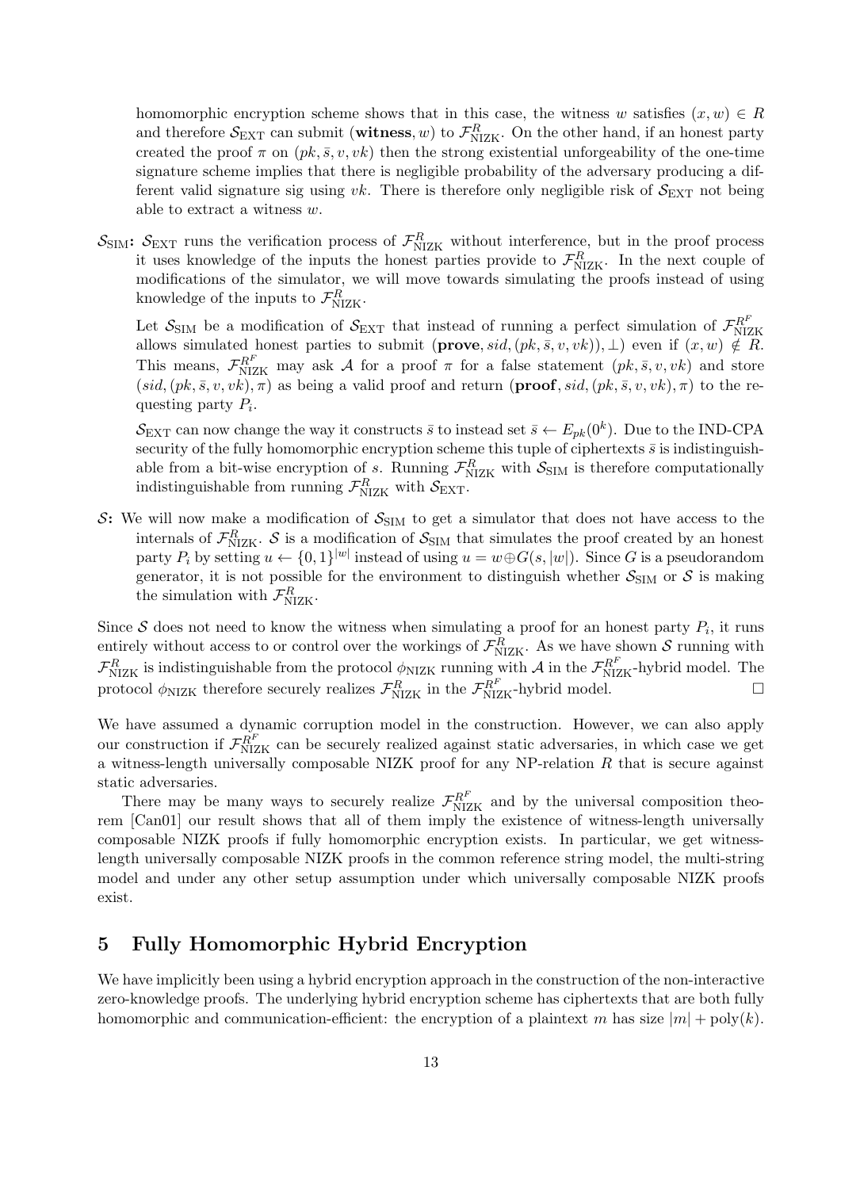homomorphic encryption scheme shows that in this case, the witness $w$ satisfies $(x, w) \in R$ and therefore $\mathcal{S}_{\text{EXT}}$ can submit $(\textbf{witness}, w)$ to $\mathcal{F}^R_{\text{NIZK}}$. On the other hand, if an honest party created the proof $\pi$ on $(pk, \bar{s}, v, vk)$ then the strong existential unforgeability of the one-time signature scheme implies that there is negligible probability of the adversary producing a different valid signature sig using $vk$. There is therefore only negligible risk of $\mathcal{S}_{\text{EXT}}$ not being able to extract a witness $w$.

$\mathcal{S}_{\text{SIM}}$**:** $\mathcal{S}_{\text{EXT}}$ runs the verification process of $\mathcal{F}^R_{\text{NIZK}}$ without interference, but in the proof process it uses knowledge of the inputs the honest parties provide to $\mathcal{F}^R_{\text{NIZK}}$. In the next couple of modifications of the simulator, we will move towards simulating the proofs instead of using knowledge of the inputs to $\mathcal{F}^R_{\text{NIZK}}$.

Let $\mathcal{S}_{\text{SIM}}$ be a modification of $\mathcal{S}_{\text{EXT}}$ that instead of running a perfect simulation of $\mathcal{F}^{R^F}_{\text{NIZK}}$ allows simulated honest parties to submit $(\textbf{prove}, sid, (pk, \bar{s}, v, vk)), \perp)$ even if $(x, w) \notin R$. This means, $\mathcal{F}^{R^F}_{\text{NIZK}}$ may ask $\mathcal{A}$ for a proof $\pi$ for a false statement $(pk, \bar{s}, v, vk)$ and store $(sid, (pk, \bar{s}, v, vk), \pi)$ as being a valid proof and return $(\textbf{proof}, sid, (pk, \bar{s}, v, vk), \pi)$ to the requesting party $P_i$.

$\mathcal{S}_{\text{EXT}}$ can now change the way it constructs $\bar{s}$ to instead set $\bar{s} \leftarrow E_{pk}(0^k)$. Due to the IND-CPA security of the fully homomorphic encryption scheme this tuple of ciphertexts $\bar{s}$ is indistinguishable from a bit-wise encryption of $s$. Running $\mathcal{F}^R_{\text{NIZK}}$ with $\mathcal{S}_{\text{SIM}}$ is therefore computationally indistinguishable from running $\mathcal{F}^R_{\text{NIZK}}$ with $\mathcal{S}_{\text{EXT}}$.

$\mathcal{S}$**:** We will now make a modification of $\mathcal{S}_{\text{SIM}}$ to get a simulator that does not have access to the internals of $\mathcal{F}^R_{\text{NIZK}}$. $\mathcal{S}$ is a modification of $\mathcal{S}_{\text{SIM}}$ that simulates the proof created by an honest party $P_i$ by setting $u \leftarrow \{0,1\}^{|w|}$ instead of using $u = w \oplus G(s, |w|)$. Since $G$ is a pseudorandom generator, it is not possible for the environment to distinguish whether $\mathcal{S}_{\text{SIM}}$ or $\mathcal{S}$ is making the simulation with $\mathcal{F}^R_{\text{NIZK}}$.

Since $\mathcal{S}$ does not need to know the witness when simulating a proof for an honest party $P_i$, it runs entirely without access to or control over the workings of $\mathcal{F}^R_{\text{NIZK}}$. As we have shown $\mathcal{S}$ running with $\mathcal{F}^R_{\text{NIZK}}$ is indistinguishable from the protocol $\phi_{\text{NIZK}}$ running with $\mathcal{A}$ in the $\mathcal{F}^{R^F}_{\text{NIZK}}$-hybrid model. The protocol $\phi_{\text{NIZK}}$ therefore securely realizes $\mathcal{F}^R_{\text{NIZK}}$ in the $\mathcal{F}^{R^F}_{\text{NIZK}}$-hybrid model. □

We have assumed a dynamic corruption model in the construction. However, we can also apply our construction if $\mathcal{F}^{R^F}_{\text{NIZK}}$ can be securely realized against static adversaries, in which case we get a witness-length universally composable NIZK proof for any NP-relation $R$ that is secure against static adversaries.

There may be many ways to securely realize $\mathcal{F}^{R^F}_{\text{NIZK}}$ and by the universal composition theorem [Can01] our result shows that all of them imply the existence of witness-length universally composable NIZK proofs if fully homomorphic encryption exists. In particular, we get witness-length universally composable NIZK proofs in the common reference string model, the multi-string model and under any other setup assumption under which universally composable NIZK proofs exist.

## 5 Fully Homomorphic Hybrid Encryption

We have implicitly been using a hybrid encryption approach in the construction of the non-interactive zero-knowledge proofs. The underlying hybrid encryption scheme has ciphertexts that are both fully homomorphic and communication-efficient: the encryption of a plaintext $m$ has size $|m| + \text{poly}(k)$.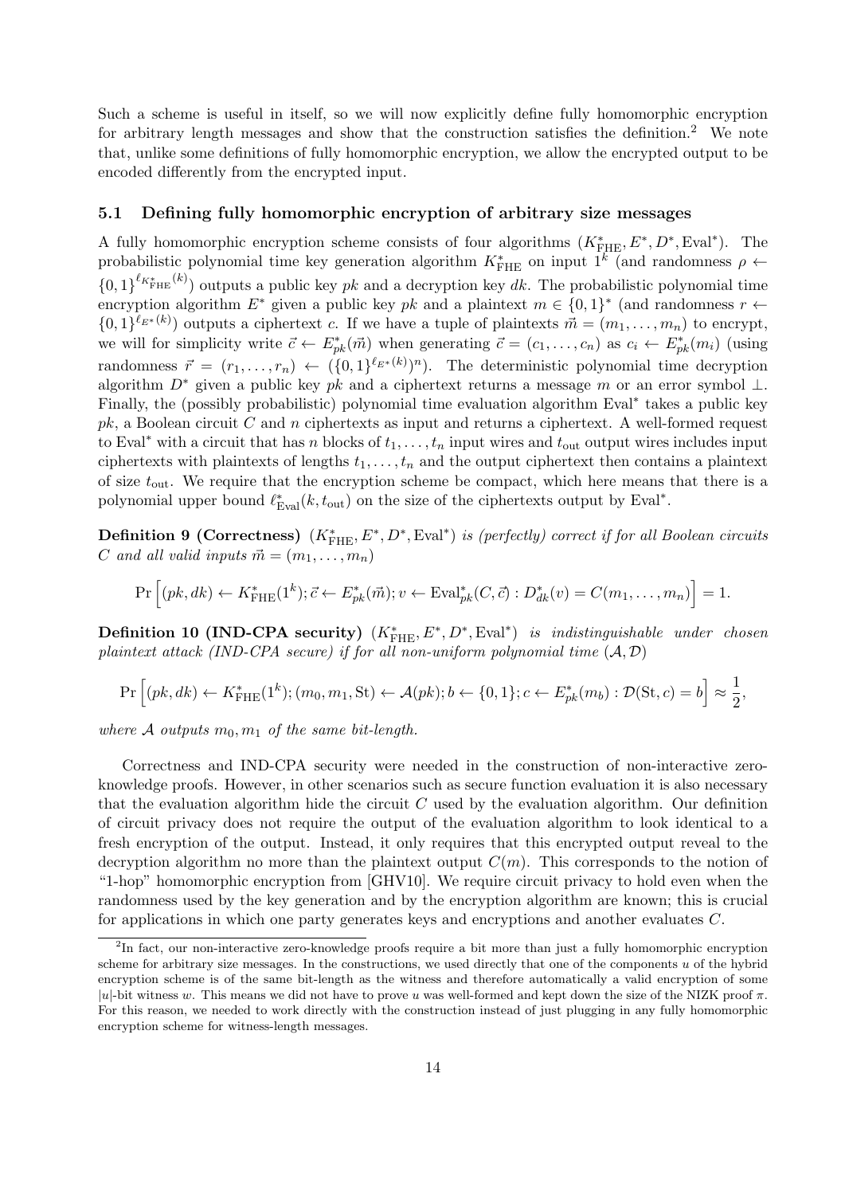Such a scheme is useful in itself, so we will now explicitly define fully homomorphic encryption for arbitrary length messages and show that the construction satisfies the definition.[2] We note that, unlike some definitions of fully homomorphic encryption, we allow the encrypted output to be encoded differently from the encrypted input.

### 5.1 Defining fully homomorphic encryption of arbitrary size messages

A fully homomorphic encryption scheme consists of four algorithms $(K^*_{\mathrm{FHE}}, E^*, D^*, \mathrm{Eval}^*)$. The probabilistic polynomial time key generation algorithm $K^*_{\mathrm{FHE}}$ on input $1^k$ (and randomness $\rho \leftarrow \{0,1\}^{\ell_{K^*_{\mathrm{FHE}}}(k)}$) outputs a public key $pk$ and a decryption key $dk$. The probabilistic polynomial time encryption algorithm $E^*$ given a public key $pk$ and a plaintext $m \in \{0,1\}^*$ (and randomness $r \leftarrow \{0,1\}^{\ell_{E^*}(k)}$) outputs a ciphertext $c$. If we have a tuple of plaintexts $\vec{m} = (m_1, \ldots, m_n)$ to encrypt, we will for simplicity write $\vec{c} \leftarrow E^*_{pk}(\vec{m})$ when generating $\vec{c} = (c_1, \ldots, c_n)$ as $c_i \leftarrow E^*_{pk}(m_i)$ (using randomness $\vec{r} = (r_1, \ldots, r_n) \leftarrow (\{0,1\}^{\ell_{E^*}(k)})^n$). The deterministic polynomial time decryption algorithm $D^*$ given a public key $pk$ and a ciphertext returns a message $m$ or an error symbol $\bot$. Finally, the (possibly probabilistic) polynomial time evaluation algorithm $\mathrm{Eval}^*$ takes a public key $pk$, a Boolean circuit $C$ and $n$ ciphertexts as input and returns a ciphertext. A well-formed request to $\mathrm{Eval}^*$ with a circuit that has $n$ blocks of $t_1, \ldots, t_n$ input wires and $t_{\mathrm{out}}$ output wires includes input ciphertexts with plaintexts of lengths $t_1, \ldots, t_n$ and the output ciphertext then contains a plaintext of size $t_{\mathrm{out}}$. We require that the encryption scheme be compact, which here means that there is a polynomial upper bound $\ell^*_{\mathrm{Eval}}(k, t_{\mathrm{out}})$ on the size of the ciphertexts output by $\mathrm{Eval}^*$.

**Definition 9 (Correctness)** *$(K^*_{\mathrm{FHE}}, E^*, D^*, \mathrm{Eval}^*)$ is (perfectly) correct if for all Boolean circuits $C$ and all valid inputs $\vec{m} = (m_1, \ldots, m_n)$*

$$\Pr\left[(pk, dk) \leftarrow K^*_{\mathrm{FHE}}(1^k); \vec{c} \leftarrow E^*_{pk}(\vec{m}); v \leftarrow \mathrm{Eval}^*_{pk}(C, \vec{c}) : D^*_{dk}(v) = C(m_1, \ldots, m_n)\right] = 1.$$

**Definition 10 (IND-CPA security)** *$(K^*_{\mathrm{FHE}}, E^*, D^*, \mathrm{Eval}^*)$ is indistinguishable under chosen plaintext attack (IND-CPA secure) if for all non-uniform polynomial time $(\mathcal{A}, \mathcal{D})$*

$$\Pr\left[(pk, dk) \leftarrow K^*_{\mathrm{FHE}}(1^k); (m_0, m_1, \mathrm{St}) \leftarrow \mathcal{A}(pk); b \leftarrow \{0,1\}; c \leftarrow E^*_{pk}(m_b) : \mathcal{D}(\mathrm{St}, c) = b\right] \approx \frac{1}{2},$$

*where $\mathcal{A}$ outputs $m_0, m_1$ of the same bit-length.*

Correctness and IND-CPA security were needed in the construction of non-interactive zero-knowledge proofs. However, in other scenarios such as secure function evaluation it is also necessary that the evaluation algorithm hide the circuit $C$ used by the evaluation algorithm. Our definition of circuit privacy does not require the output of the evaluation algorithm to look identical to a fresh encryption of the output. Instead, it only requires that this encrypted output reveal to the decryption algorithm no more than the plaintext output $C(m)$. This corresponds to the notion of "1-hop" homomorphic encryption from [GHV10]. We require circuit privacy to hold even when the randomness used by the key generation and by the encryption algorithm are known; this is crucial for applications in which one party generates keys and encryptions and another evaluates $C$.

[2] In fact, our non-interactive zero-knowledge proofs require a bit more than just a fully homomorphic encryption scheme for arbitrary size messages. In the constructions, we used directly that one of the components $u$ of the hybrid encryption scheme is of the same bit-length as the witness and therefore automatically a valid encryption of some $|u|$-bit witness $w$. This means we did not have to prove $u$ was well-formed and kept down the size of the NIZK proof $\pi$. For this reason, we needed to work directly with the construction instead of just plugging in any fully homomorphic encryption scheme for witness-length messages.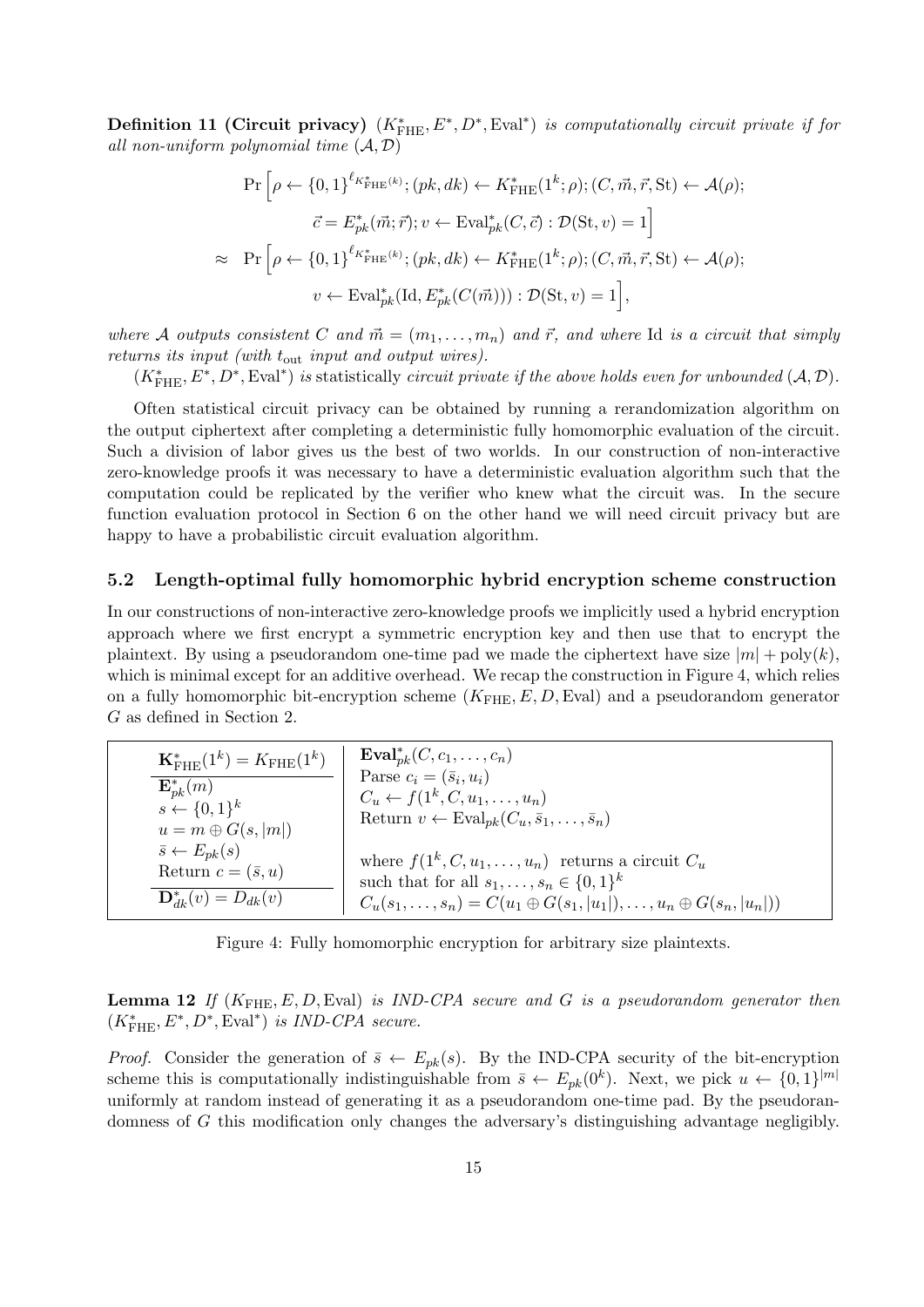**Definition 11 (Circuit privacy)** *$(K^*_{\rm FHE}, E^*, D^*, {\rm Eval}^*)$ is computationally circuit private if for all non-uniform polynomial time $(\mathcal{A}, \mathcal{D})$*

$$
\begin{aligned}
& \Pr\Big[\rho \leftarrow \{0,1\}^{\ell_{K^*_{\rm FHE}}(k)}; (pk, dk) \leftarrow K^*_{\rm FHE}(1^k;\rho); (C, \vec{m}, \vec{r}, {\rm St}) \leftarrow \mathcal{A}(\rho); \\
& \qquad \vec{c} = E^*_{pk}(\vec{m};\vec{r}); v \leftarrow {\rm Eval}^*_{pk}(C, \vec{c}) : \mathcal{D}({\rm St}, v) = 1\Big] \\
\approx \;\; & \Pr\Big[\rho \leftarrow \{0,1\}^{\ell_{K^*_{\rm FHE}}(k)}; (pk, dk) \leftarrow K^*_{\rm FHE}(1^k;\rho); (C, \vec{m}, \vec{r}, {\rm St}) \leftarrow \mathcal{A}(\rho); \\
& \qquad v \leftarrow {\rm Eval}^*_{pk}({\rm Id}, E^*_{pk}(C(\vec{m}))) : \mathcal{D}({\rm St}, v) = 1\Big],
\end{aligned}
$$

*where $\mathcal{A}$ outputs consistent $C$ and $\vec{m} = (m_1, \ldots, m_n)$ and $\vec{r}$, and where* Id *is a circuit that simply returns its input (with $t_{\rm out}$ input and output wires).*

*$(K^*_{\rm FHE}, E^*, D^*, {\rm Eval}^*)$ is* statistically *circuit private if the above holds even for unbounded $(\mathcal{A}, \mathcal{D})$.*

Often statistical circuit privacy can be obtained by running a rerandomization algorithm on the output ciphertext after completing a deterministic fully homomorphic evaluation of the circuit. Such a division of labor gives us the best of two worlds. In our construction of non-interactive zero-knowledge proofs it was necessary to have a deterministic evaluation algorithm such that the computation could be replicated by the verifier who knew what the circuit was. In the secure function evaluation protocol in Section 6 on the other hand we will need circuit privacy but are happy to have a probabilistic circuit evaluation algorithm.

## 5.2 Length-optimal fully homomorphic hybrid encryption scheme construction

In our constructions of non-interactive zero-knowledge proofs we implicitly used a hybrid encryption approach where we first encrypt a symmetric encryption key and then use that to encrypt the plaintext. By using a pseudorandom one-time pad we made the ciphertext have size $|m| + {\rm poly}(k)$, which is minimal except for an additive overhead. We recap the construction in Figure 4, which relies on a fully homomorphic bit-encryption scheme $(K_{\rm FHE}, E, D, {\rm Eval})$ and a pseudorandom generator $G$ as defined in Section 2.

| | |
|---|---|
| $\mathbf{K}^*_{\rm FHE}(1^k) = K_{\rm FHE}(1^k)$ | $\mathbf{Eval}^*_{pk}(C, c_1, \ldots, c_n)$ |
| $\mathbf{E}^*_{pk}(m)$ <br> $s \leftarrow \{0,1\}^k$ <br> $u = m \oplus G(s, \lvert m \rvert)$ <br> $\bar{s} \leftarrow E_{pk}(s)$ <br> Return $c = (\bar{s}, u)$ | Parse $c_i = (\bar{s}_i, u_i)$ <br> $C_u \leftarrow f(1^k, C, u_1, \ldots, u_n)$ <br> Return $v \leftarrow {\rm Eval}_{pk}(C_u, \bar{s}_1, \ldots, \bar{s}_n)$ <br><br> where $f(1^k, C, u_1, \ldots, u_n)$ returns a circuit $C_u$ <br> such that for all $s_1, \ldots, s_n \in \{0,1\}^k$ <br> $C_u(s_1, \ldots, s_n) = C(u_1 \oplus G(s_1, \lvert u_1 \rvert), \ldots, u_n \oplus G(s_n, \lvert u_n \rvert))$ |
| $\mathbf{D}^*_{dk}(v) = D_{dk}(v)$ | |

Figure 4: Fully homomorphic encryption for arbitrary size plaintexts.

**Lemma 12** *If $(K_{\rm FHE}, E, D, {\rm Eval})$ is IND-CPA secure and $G$ is a pseudorandom generator then $(K^*_{\rm FHE}, E^*, D^*, {\rm Eval}^*)$ is IND-CPA secure.*

*Proof.* Consider the generation of $\bar{s} \leftarrow E_{pk}(s)$. By the IND-CPA security of the bit-encryption scheme this is computationally indistinguishable from $\bar{s} \leftarrow E_{pk}(0^k)$. Next, we pick $u \leftarrow \{0,1\}^{|m|}$ uniformly at random instead of generating it as a pseudorandom one-time pad. By the pseudorandomness of $G$ this modification only changes the adversary's distinguishing advantage negligibly.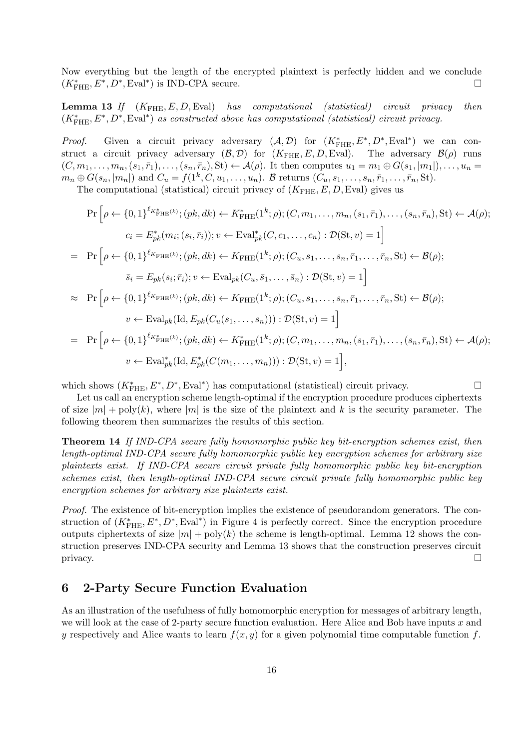Now everything but the length of the encrypted plaintext is perfectly hidden and we conclude $(K^*_{\rm FHE}, E^*, D^*, {\rm Eval}^*)$ is IND-CPA secure. $\square$

**Lemma 13** *If* $(K_{\rm FHE}, E, D, {\rm Eval})$ *has computational (statistical) circuit privacy then* $(K^*_{\rm FHE}, E^*, D^*, {\rm Eval}^*)$ *as constructed above has computational (statistical) circuit privacy.*

*Proof.* Given a circuit privacy adversary $(\mathcal{A}, \mathcal{D})$ for $(K^*_{\rm FHE}, E^*, D^*, {\rm Eval}^*)$ we can construct a circuit privacy adversary $(\mathcal{B}, \mathcal{D})$ for $(K_{\rm FHE}, E, D, {\rm Eval})$. The adversary $\mathcal{B}(\rho)$ runs $(C, m_1, \ldots, m_n, (s_1, \bar{r}_1), \ldots, (s_n, \bar{r}_n), {\rm St}) \leftarrow \mathcal{A}(\rho)$. It then computes $u_1 = m_1 \oplus G(s_1, |m_1|), \ldots, u_n = m_n \oplus G(s_n, |m_n|)$ and $C_u = f(1^k, C, u_1, \ldots, u_n)$. $\mathcal{B}$ returns $(C_u, s_1, \ldots, s_n, \bar{r}_1, \ldots, \bar{r}_n, {\rm St})$.

The computational (statistical) circuit privacy of $(K_{\rm FHE}, E, D, {\rm Eval})$ gives us

$$
\begin{aligned}
& \Pr\Big[\rho \leftarrow \{0,1\}^{\ell_{K^*_{\rm FHE}}(k)}; (pk, dk) \leftarrow K^*_{\rm FHE}(1^k; \rho); (C, m_1, \ldots, m_n, (s_1, \bar{r}_1), \ldots, (s_n, \bar{r}_n), {\rm St}) \leftarrow \mathcal{A}(\rho); \\
& \qquad c_i = E^*_{pk}(m_i; (s_i, \bar{r}_i)); v \leftarrow {\rm Eval}^*_{pk}(C, c_1, \ldots, c_n) : \mathcal{D}({\rm St}, v) = 1\Big] \\
= \; & \Pr\Big[\rho \leftarrow \{0,1\}^{\ell_{K_{\rm FHE}}(k)}; (pk, dk) \leftarrow K_{\rm FHE}(1^k; \rho); (C_u, s_1, \ldots, s_n, \bar{r}_1, \ldots, \bar{r}_n, {\rm St}) \leftarrow \mathcal{B}(\rho); \\
& \qquad \bar{s}_i = E_{pk}(s_i; \bar{r}_i); v \leftarrow {\rm Eval}_{pk}(C_u, \bar{s}_1, \ldots, \bar{s}_n) : \mathcal{D}({\rm St}, v) = 1\Big] \\
\approx \; & \Pr\Big[\rho \leftarrow \{0,1\}^{\ell_{K_{\rm FHE}}(k)}; (pk, dk) \leftarrow K_{\rm FHE}(1^k; \rho); (C_u, s_1, \ldots, s_n, \bar{r}_1, \ldots, \bar{r}_n, {\rm St}) \leftarrow \mathcal{B}(\rho); \\
& \qquad v \leftarrow {\rm Eval}_{pk}({\rm Id}, E_{pk}(C_u(s_1, \ldots, s_n))) : \mathcal{D}({\rm St}, v) = 1\Big] \\
= \; & \Pr\Big[\rho \leftarrow \{0,1\}^{\ell_{K^*_{\rm FHE}}(k)}; (pk, dk) \leftarrow K^*_{\rm FHE}(1^k; \rho); (C, m_1, \ldots, m_n, (s_1, \bar{r}_1), \ldots, (s_n, \bar{r}_n), {\rm St}) \leftarrow \mathcal{A}(\rho); \\
& \qquad v \leftarrow {\rm Eval}^*_{pk}({\rm Id}, E^*_{pk}(C(m_1, \ldots, m_n))) : \mathcal{D}({\rm St}, v) = 1\Big],
\end{aligned}
$$

which shows $(K^*_{\rm FHE}, E^*, D^*, {\rm Eval}^*)$ has computational (statistical) circuit privacy. $\square$

Let us call an encryption scheme length-optimal if the encryption procedure produces ciphertexts of size $|m| + {\rm poly}(k)$, where $|m|$ is the size of the plaintext and $k$ is the security parameter. The following theorem then summarizes the results of this section.

**Theorem 14** *If IND-CPA secure fully homomorphic public key bit-encryption schemes exist, then length-optimal IND-CPA secure fully homomorphic public key encryption schemes for arbitrary size plaintexts exist. If IND-CPA secure circuit private fully homomorphic public key bit-encryption schemes exist, then length-optimal IND-CPA secure circuit private fully homomorphic public key encryption schemes for arbitrary size plaintexts exist.*

*Proof.* The existence of bit-encryption implies the existence of pseudorandom generators. The construction of $(K^*_{\rm FHE}, E^*, D^*, {\rm Eval}^*)$ in Figure 4 is perfectly correct. Since the encryption procedure outputs ciphertexts of size $|m| + {\rm poly}(k)$ the scheme is length-optimal. Lemma 12 shows the construction preserves IND-CPA security and Lemma 13 shows that the construction preserves circuit privacy. $\square$

## 6 2-Party Secure Function Evaluation

As an illustration of the usefulness of fully homomorphic encryption for messages of arbitrary length, we will look at the case of 2-party secure function evaluation. Here Alice and Bob have inputs $x$ and $y$ respectively and Alice wants to learn $f(x, y)$ for a given polynomial time computable function $f$.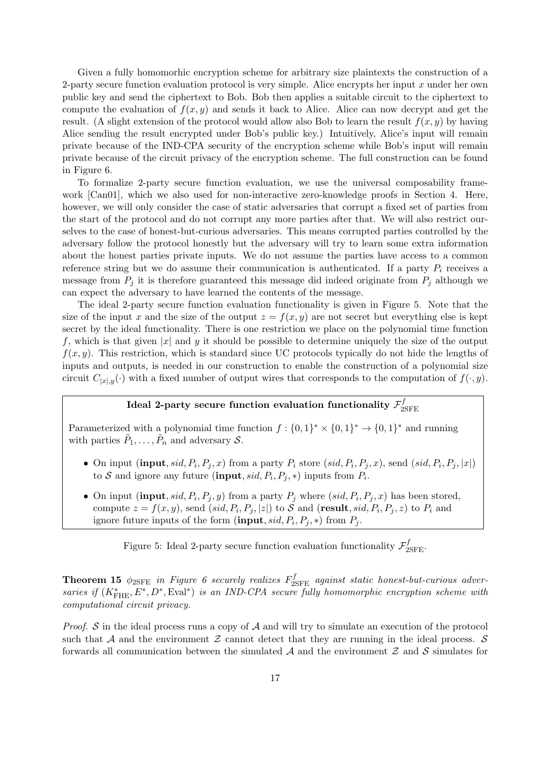Given a fully homomorhic encryption scheme for arbitrary size plaintexts the construction of a 2-party secure function evaluation protocol is very simple. Alice encrypts her input $x$ under her own public key and send the ciphertext to Bob. Bob then applies a suitable circuit to the ciphertext to compute the evaluation of $f(x, y)$ and sends it back to Alice. Alice can now decrypt and get the result. (A slight extension of the protocol would allow also Bob to learn the result $f(x, y)$ by having Alice sending the result encrypted under Bob's public key.) Intuitively, Alice's input will remain private because of the IND-CPA security of the encryption scheme while Bob's input will remain private because of the circuit privacy of the encryption scheme. The full construction can be found in Figure 6.

To formalize 2-party secure function evaluation, we use the universal composability framework [Can01], which we also used for non-interactive zero-knowledge proofs in Section 4. Here, however, we will only consider the case of static adversaries that corrupt a fixed set of parties from the start of the protocol and do not corrupt any more parties after that. We will also restrict ourselves to the case of honest-but-curious adversaries. This means corrupted parties controlled by the adversary follow the protocol honestly but the adversary will try to learn some extra information about the honest parties private inputs. We do not assume the parties have access to a common reference string but we do assume their communication is authenticated. If a party $P_i$ receives a message from $P_j$ it is therefore guaranteed this message did indeed originate from $P_j$ although we can expect the adversary to have learned the contents of the message.

The ideal 2-party secure function evaluation functionality is given in Figure 5. Note that the size of the input $x$ and the size of the output $z = f(x, y)$ are not secret but everything else is kept secret by the ideal functionality. There is one restriction we place on the polynomial time function $f$, which is that given $|x|$ and $y$ it should be possible to determine uniquely the size of the output $f(x, y)$. This restriction, which is standard since UC protocols typically do not hide the lengths of inputs and outputs, is needed in our construction to enable the construction of a polynomial size circuit $C_{|x|,y}(\cdot)$ with a fixed number of output wires that corresponds to the computation of $f(\cdot, y)$.

**Ideal 2-party secure function evaluation functionality $\mathcal{F}^f_{\mathrm{2SFE}}$**

Parameterized with a polynomial time function $f : \{0,1\}^* \times \{0,1\}^* \to \{0,1\}^*$ and running with parties $\tilde{P}_1, \ldots, \tilde{P}_n$ and adversary $\mathcal{S}$.

- On input $(\mathbf{input}, sid, P_i, P_j, x)$ from a party $P_i$ store $(sid, P_i, P_j, x)$, send $(sid, P_i, P_j, |x|)$ to $\mathcal{S}$ and ignore any future $(\mathbf{input}, sid, P_i, P_j, *)$ inputs from $P_i$.
- On input $(\mathbf{input}, sid, P_i, P_j, y)$ from a party $P_j$ where $(sid, P_i, P_j, x)$ has been stored, compute $z = f(x, y)$, send $(sid, P_i, P_j, |z|)$ to $\mathcal{S}$ and $(\mathbf{result}, sid, P_i, P_j, z)$ to $P_i$ and ignore future inputs of the form $(\mathbf{input}, sid, P_i, P_j, *)$ from $P_j$.

Figure 5: Ideal 2-party secure function evaluation functionality $\mathcal{F}^f_{\mathrm{2SFE}}$.

**Theorem 15** *$\phi_{\mathrm{2SFE}}$ in Figure 6 securely realizes $F^f_{\mathrm{2SFE}}$ against static honest-but-curious adversaries if $(K^*_{\mathrm{FHE}}, E^*, D^*, \mathrm{Eval}^*)$ is an IND-CPA secure fully homomorphic encryption scheme with computational circuit privacy.*

*Proof.* $\mathcal{S}$ in the ideal process runs a copy of $\mathcal{A}$ and will try to simulate an execution of the protocol such that $\mathcal{A}$ and the environment $\mathcal{Z}$ cannot detect that they are running in the ideal process. $\mathcal{S}$ forwards all communication between the simulated $\mathcal{A}$ and the environment $\mathcal{Z}$ and $\mathcal{S}$ simulates for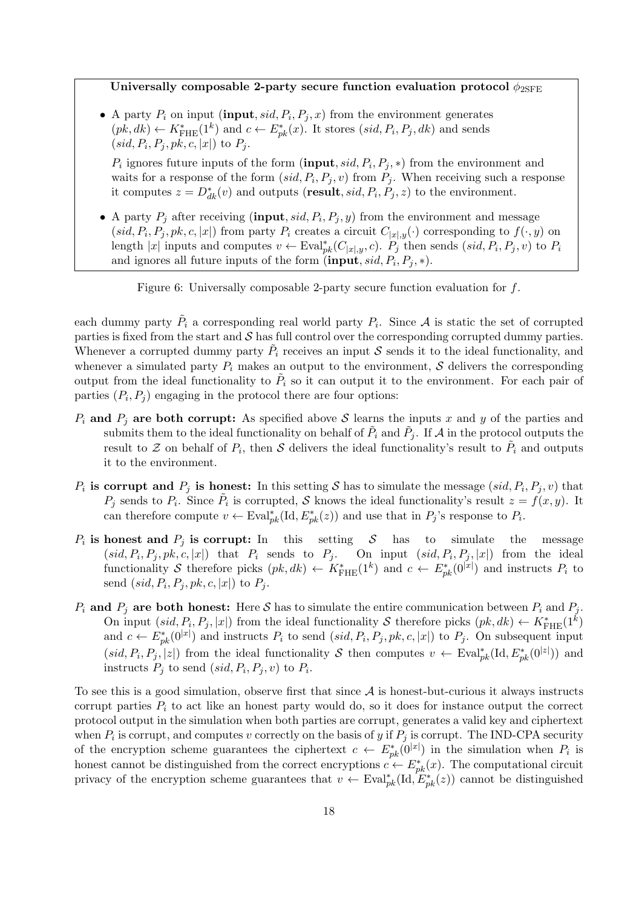**Universally composable 2-party secure function evaluation protocol $\phi_{\text{2SFE}}$**

- A party $P_i$ on input $(\textbf{input}, sid, P_i, P_j, x)$ from the environment generates $(pk, dk) \leftarrow K^*_{\text{FHE}}(1^k)$ and $c \leftarrow E^*_{pk}(x)$. It stores $(sid, P_i, P_j, dk)$ and sends $(sid, P_i, P_j, pk, c, |x|)$ to $P_j$.

  $P_i$ ignores future inputs of the form $(\textbf{input}, sid, P_i, P_j, *)$ from the environment and waits for a response of the form $(sid, P_i, P_j, v)$ from $P_j$. When receiving such a response it computes $z = D^*_{dk}(v)$ and outputs $(\textbf{result}, sid, P_i, P_j, z)$ to the environment.

- A party $P_j$ after receiving $(\textbf{input}, sid, P_i, P_j, y)$ from the environment and message $(sid, P_i, P_j, pk, c, |x|)$ from party $P_i$ creates a circuit $C_{|x|,y}(\cdot)$ corresponding to $f(\cdot, y)$ on length $|x|$ inputs and computes $v \leftarrow \text{Eval}^*_{pk}(C_{|x|,y}, c)$. $P_j$ then sends $(sid, P_i, P_j, v)$ to $P_i$ and ignores all future inputs of the form $(\textbf{input}, sid, P_i, P_j, *)$.

Figure 6: Universally composable 2-party secure function evaluation for $f$.

each dummy party $\tilde{P}_i$ a corresponding real world party $P_i$. Since $\mathcal{A}$ is static the set of corrupted parties is fixed from the start and $\mathcal{S}$ has full control over the corresponding corrupted dummy parties. Whenever a corrupted dummy party $\tilde{P}_i$ receives an input $\mathcal{S}$ sends it to the ideal functionality, and whenever a simulated party $P_i$ makes an output to the environment, $\mathcal{S}$ delivers the corresponding output from the ideal functionality to $\tilde{P}_i$ so it can output it to the environment. For each pair of parties $(P_i, P_j)$ engaging in the protocol there are four options:

**$P_i$ and $P_j$ are both corrupt:** As specified above $\mathcal{S}$ learns the inputs $x$ and $y$ of the parties and submits them to the ideal functionality on behalf of $\tilde{P}_i$ and $\tilde{P}_j$. If $\mathcal{A}$ in the protocol outputs the result to $\mathcal{Z}$ on behalf of $P_i$, then $\mathcal{S}$ delivers the ideal functionality's result to $\tilde{P}_i$ and outputs it to the environment.

**$P_i$ is corrupt and $P_j$ is honest:** In this setting $\mathcal{S}$ has to simulate the message $(sid, P_i, P_j, v)$ that $P_j$ sends to $P_i$. Since $\tilde{P}_i$ is corrupted, $\mathcal{S}$ knows the ideal functionality's result $z = f(x, y)$. It can therefore compute $v \leftarrow \text{Eval}^*_{pk}(\text{Id}, E^*_{pk}(z))$ and use that in $P_j$'s response to $P_i$.

**$P_i$ is honest and $P_j$ is corrupt:** In this setting $\mathcal{S}$ has to simulate the message $(sid, P_i, P_j, pk, c, |x|)$ that $P_i$ sends to $P_j$. On input $(sid, P_i, P_j, |x|)$ from the ideal functionality $\mathcal{S}$ therefore picks $(pk, dk) \leftarrow K^*_{\text{FHE}}(1^k)$ and $c \leftarrow E^*_{pk}(0^{|x|})$ and instructs $P_i$ to send $(sid, P_i, P_j, pk, c, |x|)$ to $P_j$.

**$P_i$ and $P_j$ are both honest:** Here $\mathcal{S}$ has to simulate the entire communication between $P_i$ and $P_j$. On input $(sid, P_i, P_j, |x|)$ from the ideal functionality $\mathcal{S}$ therefore picks $(pk, dk) \leftarrow K^*_{\text{FHE}}(1^k)$ and $c \leftarrow E^*_{pk}(0^{|x|})$ and instructs $P_i$ to send $(sid, P_i, P_j, pk, c, |x|)$ to $P_j$. On subsequent input $(sid, P_i, P_j, |z|)$ from the ideal functionality $\mathcal{S}$ then computes $v \leftarrow \text{Eval}^*_{pk}(\text{Id}, E^*_{pk}(0^{|z|}))$ and instructs $P_j$ to send $(sid, P_i, P_j, v)$ to $P_i$.

To see this is a good simulation, observe first that since $\mathcal{A}$ is honest-but-curious it always instructs corrupt parties $P_i$ to act like an honest party would do, so it does for instance output the correct protocol output in the simulation when both parties are corrupt, generates a valid key and ciphertext when $P_i$ is corrupt, and computes $v$ correctly on the basis of $y$ if $P_j$ is corrupt. The IND-CPA security of the encryption scheme guarantees the ciphertext $c \leftarrow E^*_{pk}(0^{|x|})$ in the simulation when $P_i$ is honest cannot be distinguished from the correct encryptions $c \leftarrow E^*_{pk}(x)$. The computational circuit privacy of the encryption scheme guarantees that $v \leftarrow \text{Eval}^*_{pk}(\text{Id}, E^*_{pk}(z))$ cannot be distinguished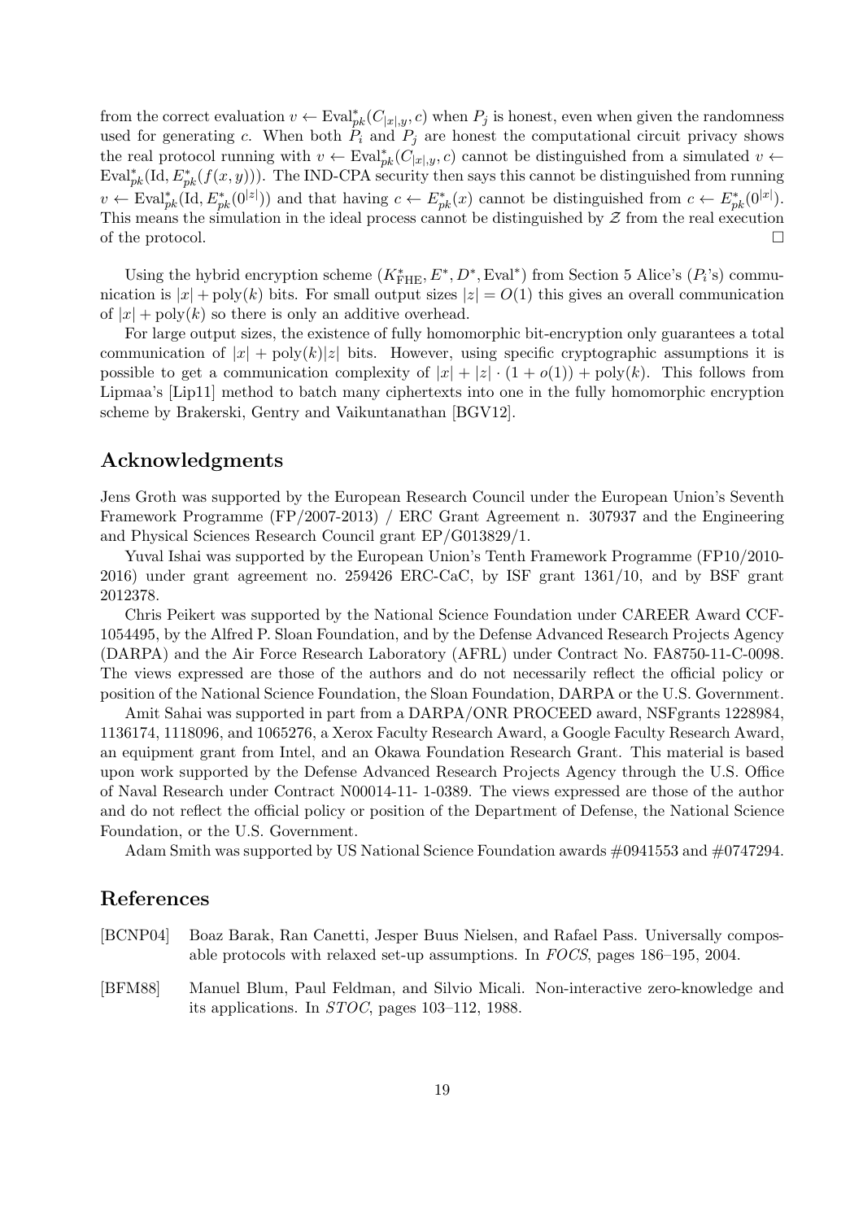from the correct evaluation $v \leftarrow \text{Eval}^*_{pk}(C_{|x|,y}, c)$ when $P_j$ is honest, even when given the randomness used for generating $c$. When both $P_i$ and $P_j$ are honest the computational circuit privacy shows the real protocol running with $v \leftarrow \text{Eval}^*_{pk}(C_{|x|,y}, c)$ cannot be distinguished from a simulated $v \leftarrow \text{Eval}^*_{pk}(\text{Id}, E^*_{pk}(f(x, y)))$. The IND-CPA security then says this cannot be distinguished from running $v \leftarrow \text{Eval}^*_{pk}(\text{Id}, E^*_{pk}(0^{|z|}))$ and that having $c \leftarrow E^*_{pk}(x)$ cannot be distinguished from $c \leftarrow E^*_{pk}(0^{|x|})$. This means the simulation in the ideal process cannot be distinguished by $\mathcal{Z}$ from the real execution of the protocol. $\square$

Using the hybrid encryption scheme $(K^*_{\text{FHE}}, E^*, D^*, \text{Eval}^*)$ from Section 5 Alice's ($P_i$'s) communication is $|x| + \text{poly}(k)$ bits. For small output sizes $|z| = O(1)$ this gives an overall communication of $|x| + \text{poly}(k)$ so there is only an additive overhead.

For large output sizes, the existence of fully homomorphic bit-encryption only guarantees a total communication of $|x| + \text{poly}(k)|z|$ bits. However, using specific cryptographic assumptions it is possible to get a communication complexity of $|x| + |z| \cdot (1 + o(1)) + \text{poly}(k)$. This follows from Lipmaa's [Lip11] method to batch many ciphertexts into one in the fully homomorphic encryption scheme by Brakerski, Gentry and Vaikuntanathan [BGV12].

## Acknowledgments

Jens Groth was supported by the European Research Council under the European Union's Seventh Framework Programme (FP/2007-2013) / ERC Grant Agreement n. 307937 and the Engineering and Physical Sciences Research Council grant EP/G013829/1.

Yuval Ishai was supported by the European Union's Tenth Framework Programme (FP10/2010-2016) under grant agreement no. 259426 ERC-CaC, by ISF grant 1361/10, and by BSF grant 2012378.

Chris Peikert was supported by the National Science Foundation under CAREER Award CCF-1054495, by the Alfred P. Sloan Foundation, and by the Defense Advanced Research Projects Agency (DARPA) and the Air Force Research Laboratory (AFRL) under Contract No. FA8750-11-C-0098. The views expressed are those of the authors and do not necessarily reflect the official policy or position of the National Science Foundation, the Sloan Foundation, DARPA or the U.S. Government.

Amit Sahai was supported in part from a DARPA/ONR PROCEED award, NSFgrants 1228984, 1136174, 1118096, and 1065276, a Xerox Faculty Research Award, a Google Faculty Research Award, an equipment grant from Intel, and an Okawa Foundation Research Grant. This material is based upon work supported by the Defense Advanced Research Projects Agency through the U.S. Office of Naval Research under Contract N00014-11- 1-0389. The views expressed are those of the author and do not reflect the official policy or position of the Department of Defense, the National Science Foundation, or the U.S. Government.

Adam Smith was supported by US National Science Foundation awards #0941553 and #0747294.

## References

[BCNP04] Boaz Barak, Ran Canetti, Jesper Buus Nielsen, and Rafael Pass. Universally composable protocols with relaxed set-up assumptions. In *FOCS*, pages 186–195, 2004.

[BFM88] Manuel Blum, Paul Feldman, and Silvio Micali. Non-interactive zero-knowledge and its applications. In *STOC*, pages 103–112, 1988.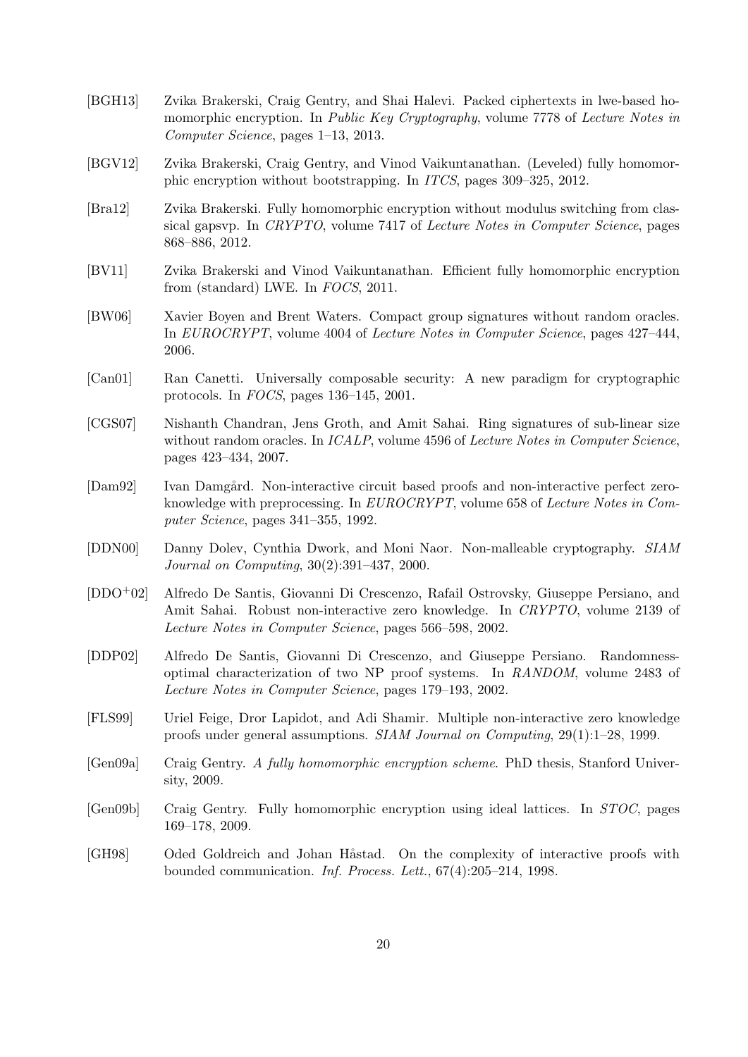[BGH13] Zvika Brakerski, Craig Gentry, and Shai Halevi. Packed ciphertexts in lwe-based homomorphic encryption. In *Public Key Cryptography*, volume 7778 of *Lecture Notes in Computer Science*, pages 1–13, 2013.

[BGV12] Zvika Brakerski, Craig Gentry, and Vinod Vaikuntanathan. (Leveled) fully homomorphic encryption without bootstrapping. In *ITCS*, pages 309–325, 2012.

[Bra12] Zvika Brakerski. Fully homomorphic encryption without modulus switching from classical gapsvp. In *CRYPTO*, volume 7417 of *Lecture Notes in Computer Science*, pages 868–886, 2012.

[BV11] Zvika Brakerski and Vinod Vaikuntanathan. Efficient fully homomorphic encryption from (standard) LWE. In *FOCS*, 2011.

[BW06] Xavier Boyen and Brent Waters. Compact group signatures without random oracles. In *EUROCRYPT*, volume 4004 of *Lecture Notes in Computer Science*, pages 427–444, 2006.

[Can01] Ran Canetti. Universally composable security: A new paradigm for cryptographic protocols. In *FOCS*, pages 136–145, 2001.

[CGS07] Nishanth Chandran, Jens Groth, and Amit Sahai. Ring signatures of sub-linear size without random oracles. In *ICALP*, volume 4596 of *Lecture Notes in Computer Science*, pages 423–434, 2007.

[Dam92] Ivan Damgård. Non-interactive circuit based proofs and non-interactive perfect zero-knowledge with preprocessing. In *EUROCRYPT*, volume 658 of *Lecture Notes in Computer Science*, pages 341–355, 1992.

[DDN00] Danny Dolev, Cynthia Dwork, and Moni Naor. Non-malleable cryptography. *SIAM Journal on Computing*, 30(2):391–437, 2000.

[DDO+02] Alfredo De Santis, Giovanni Di Crescenzo, Rafail Ostrovsky, Giuseppe Persiano, and Amit Sahai. Robust non-interactive zero knowledge. In *CRYPTO*, volume 2139 of *Lecture Notes in Computer Science*, pages 566–598, 2002.

[DDP02] Alfredo De Santis, Giovanni Di Crescenzo, and Giuseppe Persiano. Randomness-optimal characterization of two NP proof systems. In *RANDOM*, volume 2483 of *Lecture Notes in Computer Science*, pages 179–193, 2002.

[FLS99] Uriel Feige, Dror Lapidot, and Adi Shamir. Multiple non-interactive zero knowledge proofs under general assumptions. *SIAM Journal on Computing*, 29(1):1–28, 1999.

[Gen09a] Craig Gentry. *A fully homomorphic encryption scheme*. PhD thesis, Stanford University, 2009.

[Gen09b] Craig Gentry. Fully homomorphic encryption using ideal lattices. In *STOC*, pages 169–178, 2009.

[GH98] Oded Goldreich and Johan Håstad. On the complexity of interactive proofs with bounded communication. *Inf. Process. Lett.*, 67(4):205–214, 1998.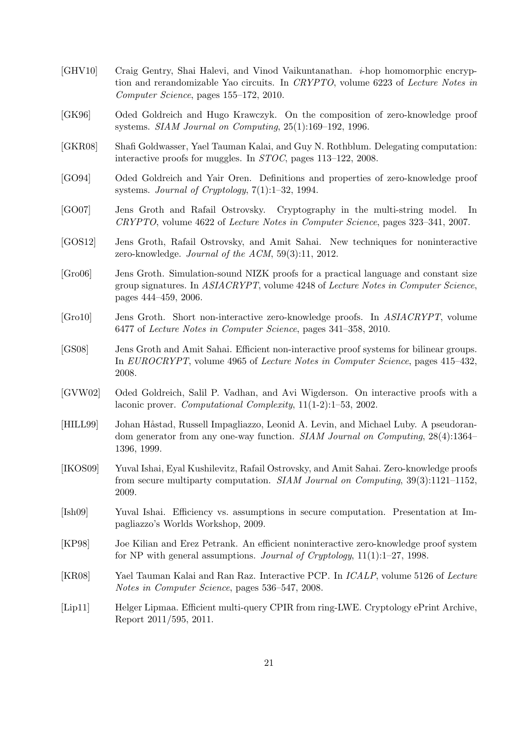[GHV10] Craig Gentry, Shai Halevi, and Vinod Vaikuntanathan. $i$-hop homomorphic encryption and rerandomizable Yao circuits. In *CRYPTO*, volume 6223 of *Lecture Notes in Computer Science*, pages 155–172, 2010.

[GK96] Oded Goldreich and Hugo Krawczyk. On the composition of zero-knowledge proof systems. *SIAM Journal on Computing*, 25(1):169–192, 1996.

[GKR08] Shafi Goldwasser, Yael Tauman Kalai, and Guy N. Rothblum. Delegating computation: interactive proofs for muggles. In *STOC*, pages 113–122, 2008.

[GO94] Oded Goldreich and Yair Oren. Definitions and properties of zero-knowledge proof systems. *Journal of Cryptology*, 7(1):1–32, 1994.

[GO07] Jens Groth and Rafail Ostrovsky. Cryptography in the multi-string model. In *CRYPTO*, volume 4622 of *Lecture Notes in Computer Science*, pages 323–341, 2007.

[GOS12] Jens Groth, Rafail Ostrovsky, and Amit Sahai. New techniques for noninteractive zero-knowledge. *Journal of the ACM*, 59(3):11, 2012.

[Gro06] Jens Groth. Simulation-sound NIZK proofs for a practical language and constant size group signatures. In *ASIACRYPT*, volume 4248 of *Lecture Notes in Computer Science*, pages 444–459, 2006.

[Gro10] Jens Groth. Short non-interactive zero-knowledge proofs. In *ASIACRYPT*, volume 6477 of *Lecture Notes in Computer Science*, pages 341–358, 2010.

[GS08] Jens Groth and Amit Sahai. Efficient non-interactive proof systems for bilinear groups. In *EUROCRYPT*, volume 4965 of *Lecture Notes in Computer Science*, pages 415–432, 2008.

[GVW02] Oded Goldreich, Salil P. Vadhan, and Avi Wigderson. On interactive proofs with a laconic prover. *Computational Complexity*, 11(1-2):1–53, 2002.

[HILL99] Johan Håstad, Russell Impagliazzo, Leonid A. Levin, and Michael Luby. A pseudorandom generator from any one-way function. *SIAM Journal on Computing*, 28(4):1364–1396, 1999.

[IKOS09] Yuval Ishai, Eyal Kushilevitz, Rafail Ostrovsky, and Amit Sahai. Zero-knowledge proofs from secure multiparty computation. *SIAM Journal on Computing*, 39(3):1121–1152, 2009.

[Ish09] Yuval Ishai. Efficiency vs. assumptions in secure computation. Presentation at Impagliazzo's Worlds Workshop, 2009.

[KP98] Joe Kilian and Erez Petrank. An efficient noninteractive zero-knowledge proof system for NP with general assumptions. *Journal of Cryptology*, 11(1):1–27, 1998.

[KR08] Yael Tauman Kalai and Ran Raz. Interactive PCP. In *ICALP*, volume 5126 of *Lecture Notes in Computer Science*, pages 536–547, 2008.

[Lip11] Helger Lipmaa. Efficient multi-query CPIR from ring-LWE. Cryptology ePrint Archive, Report 2011/595, 2011.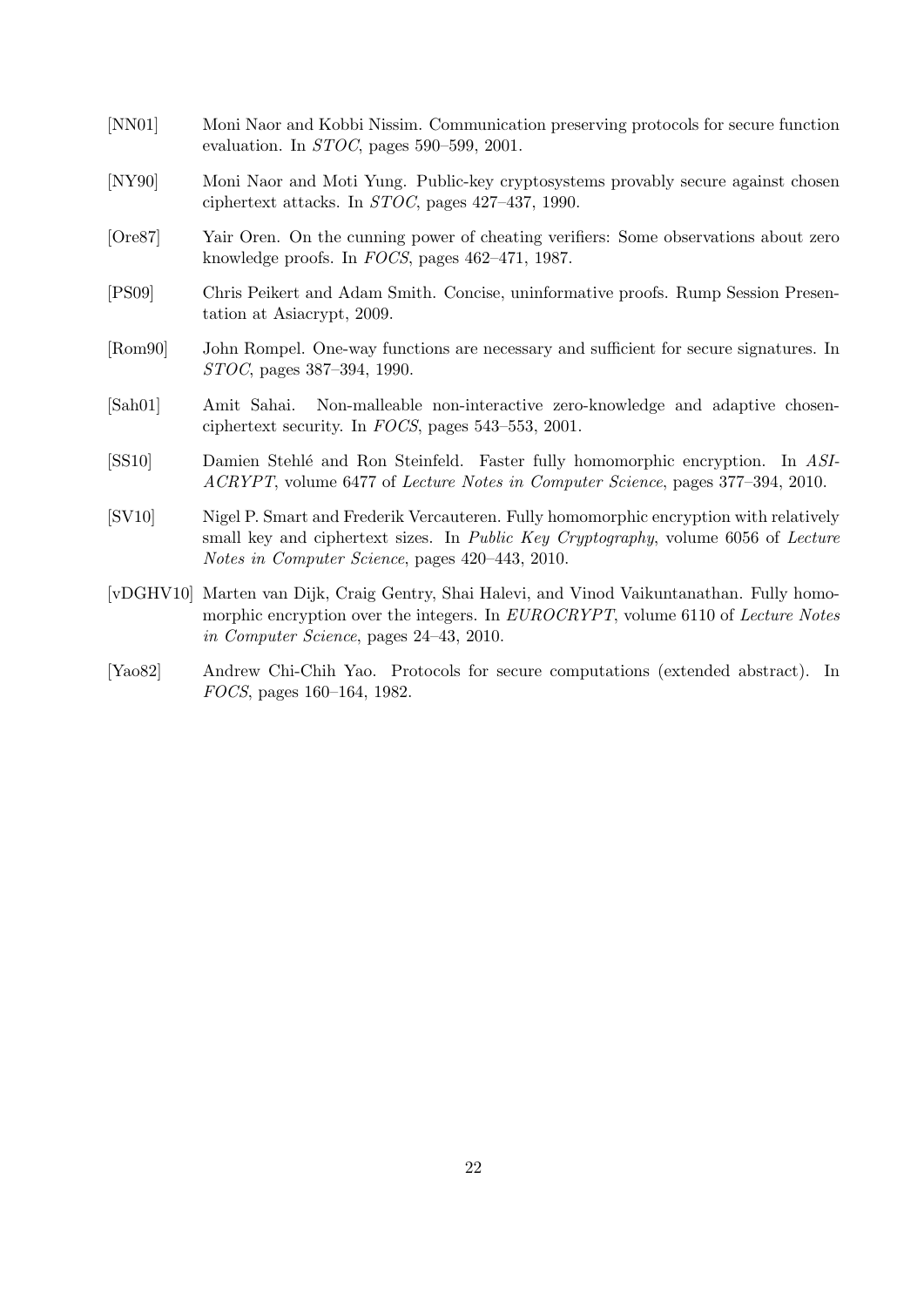[NN01] Moni Naor and Kobbi Nissim. Communication preserving protocols for secure function evaluation. In *STOC*, pages 590–599, 2001.

[NY90] Moni Naor and Moti Yung. Public-key cryptosystems provably secure against chosen ciphertext attacks. In *STOC*, pages 427–437, 1990.

[Ore87] Yair Oren. On the cunning power of cheating verifiers: Some observations about zero knowledge proofs. In *FOCS*, pages 462–471, 1987.

[PS09] Chris Peikert and Adam Smith. Concise, uninformative proofs. Rump Session Presentation at Asiacrypt, 2009.

[Rom90] John Rompel. One-way functions are necessary and sufficient for secure signatures. In *STOC*, pages 387–394, 1990.

[Sah01] Amit Sahai. Non-malleable non-interactive zero-knowledge and adaptive chosen-ciphertext security. In *FOCS*, pages 543–553, 2001.

[SS10] Damien Stehlé and Ron Steinfeld. Faster fully homomorphic encryption. In *ASIACRYPT*, volume 6477 of *Lecture Notes in Computer Science*, pages 377–394, 2010.

[SV10] Nigel P. Smart and Frederik Vercauteren. Fully homomorphic encryption with relatively small key and ciphertext sizes. In *Public Key Cryptography*, volume 6056 of *Lecture Notes in Computer Science*, pages 420–443, 2010.

[vDGHV10] Marten van Dijk, Craig Gentry, Shai Halevi, and Vinod Vaikuntanathan. Fully homomorphic encryption over the integers. In *EUROCRYPT*, volume 6110 of *Lecture Notes in Computer Science*, pages 24–43, 2010.

[Yao82] Andrew Chi-Chih Yao. Protocols for secure computations (extended abstract). In *FOCS*, pages 160–164, 1982.